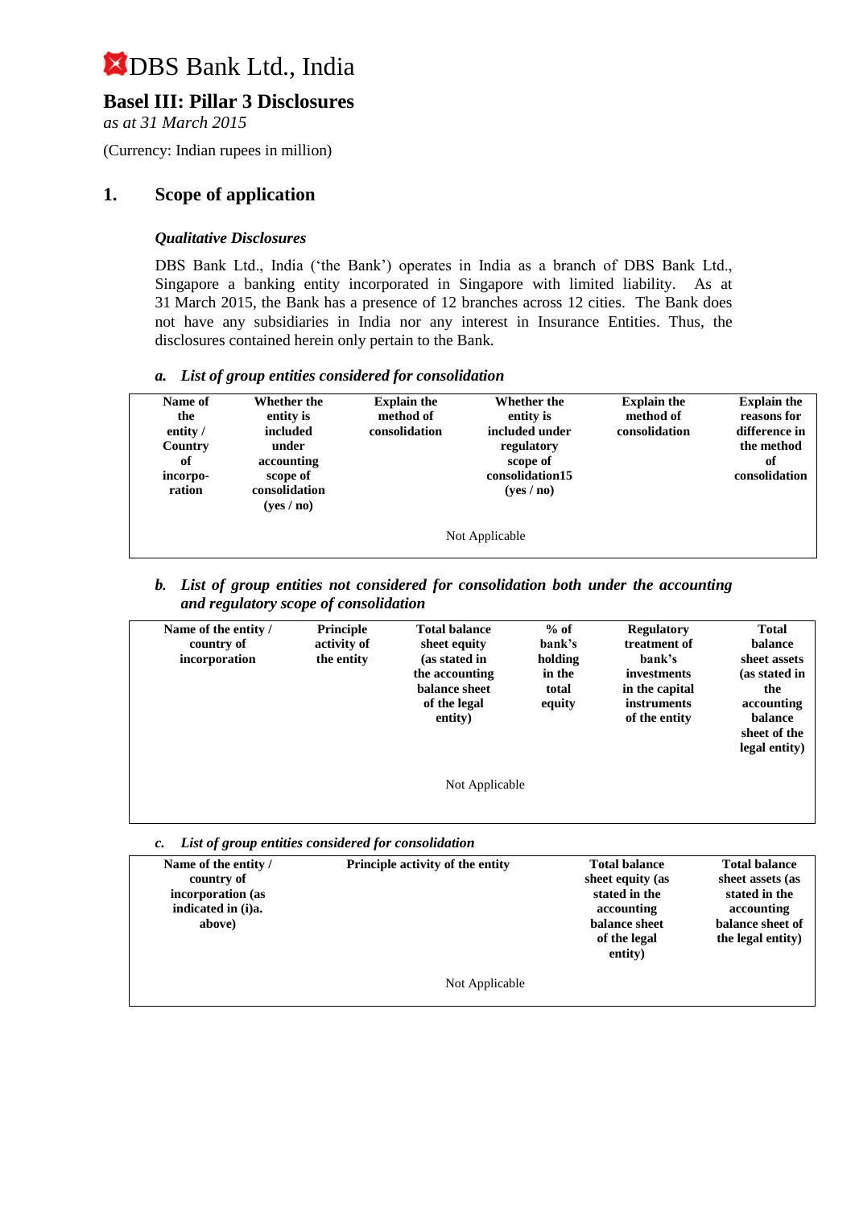# DBS Bank Ltd., India

## Basel III: Pillar 3 Disclosures

*as at 31 March 2015*

(Currency: Indian rupees in million)

## 1. Scope of application

### *Qualitative Disclosures*

DBS Bank Ltd., India ('the Bank') operates in India as a branch of DBS Bank Ltd., Singapore a banking entity incorporated in Singapore with limited liability. As at 31 March 2015, the Bank has a presence of 12 branches across 12 cities. The Bank does not have any subsidiaries in India nor any interest in Insurance Entities. Thus, the disclosures contained herein only pertain to the Bank.

***a. List of group entities considered for consolidation***

| Name of the entity / Country of incorpo-ration | Whether the entity is included under accounting scope of consolidation (yes / no) | Explain the method of consolidation | Whether the entity is included under regulatory scope of consolidation15 (yes / no) | Explain the method of consolidation | Explain the reasons for difference in the method of consolidation |
|---|---|---|---|---|---|
| Not Applicable | | | | | |

***b. List of group entities not considered for consolidation both under the accounting and regulatory scope of consolidation***

| Name of the entity / country of incorporation | Principle activity of the entity | Total balance sheet equity (as stated in the accounting balance sheet of the legal entity) | % of bank's holding in the total equity | Regulatory treatment of bank's investments in the capital instruments of the entity | Total balance sheet assets (as stated in the accounting balance sheet of the legal entity) |
|---|---|---|---|---|---|
| Not Applicable | | | | | |

***c. List of group entities considered for consolidation***

| Name of the entity / country of incorporation (as indicated in (i)a. above) | Principle activity of the entity | Total balance sheet equity (as stated in the accounting balance sheet of the legal entity) | Total balance sheet assets (as stated in the accounting balance sheet of the legal entity) |
|---|---|---|---|
| Not Applicable | | | |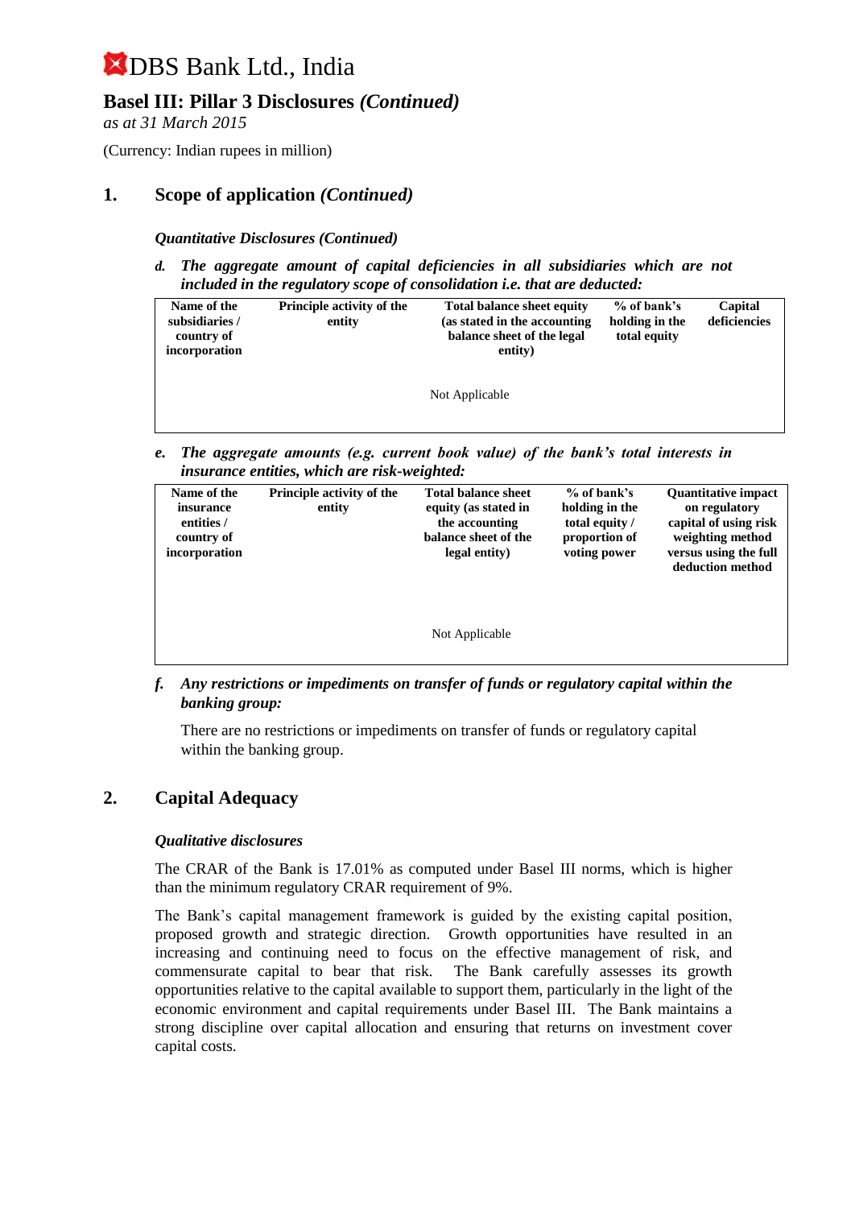# DBS Bank Ltd., India

## Basel III: Pillar 3 Disclosures *(Continued)*

*as at 31 March 2015*

(Currency: Indian rupees in million)

## 1. Scope of application *(Continued)*

***Quantitative Disclosures (Continued)***

***d. The aggregate amount of capital deficiencies in all subsidiaries which are not included in the regulatory scope of consolidation i.e. that are deducted:***

| Name of the subsidiaries / country of incorporation | Principle activity of the entity | Total balance sheet equity (as stated in the accounting balance sheet of the legal entity) | % of bank's holding in the total equity | Capital deficiencies |
|---|---|---|---|---|
| | | Not Applicable | | |

***e. The aggregate amounts (e.g. current book value) of the bank's total interests in insurance entities, which are risk-weighted:***

| Name of the insurance entities / country of incorporation | Principle activity of the entity | Total balance sheet equity (as stated in the accounting balance sheet of the legal entity) | % of bank's holding in the total equity / proportion of voting power | Quantitative impact on regulatory capital of using risk weighting method versus using the full deduction method |
|---|---|---|---|---|
| | | Not Applicable | | |

***f. Any restrictions or impediments on transfer of funds or regulatory capital within the banking group:***

There are no restrictions or impediments on transfer of funds or regulatory capital within the banking group.

## 2. Capital Adequacy

***Qualitative disclosures***

The CRAR of the Bank is 17.01% as computed under Basel III norms, which is higher than the minimum regulatory CRAR requirement of 9%.

The Bank's capital management framework is guided by the existing capital position, proposed growth and strategic direction. Growth opportunities have resulted in an increasing and continuing need to focus on the effective management of risk, and commensurate capital to bear that risk. The Bank carefully assesses its growth opportunities relative to the capital available to support them, particularly in the light of the economic environment and capital requirements under Basel III. The Bank maintains a strong discipline over capital allocation and ensuring that returns on investment cover capital costs.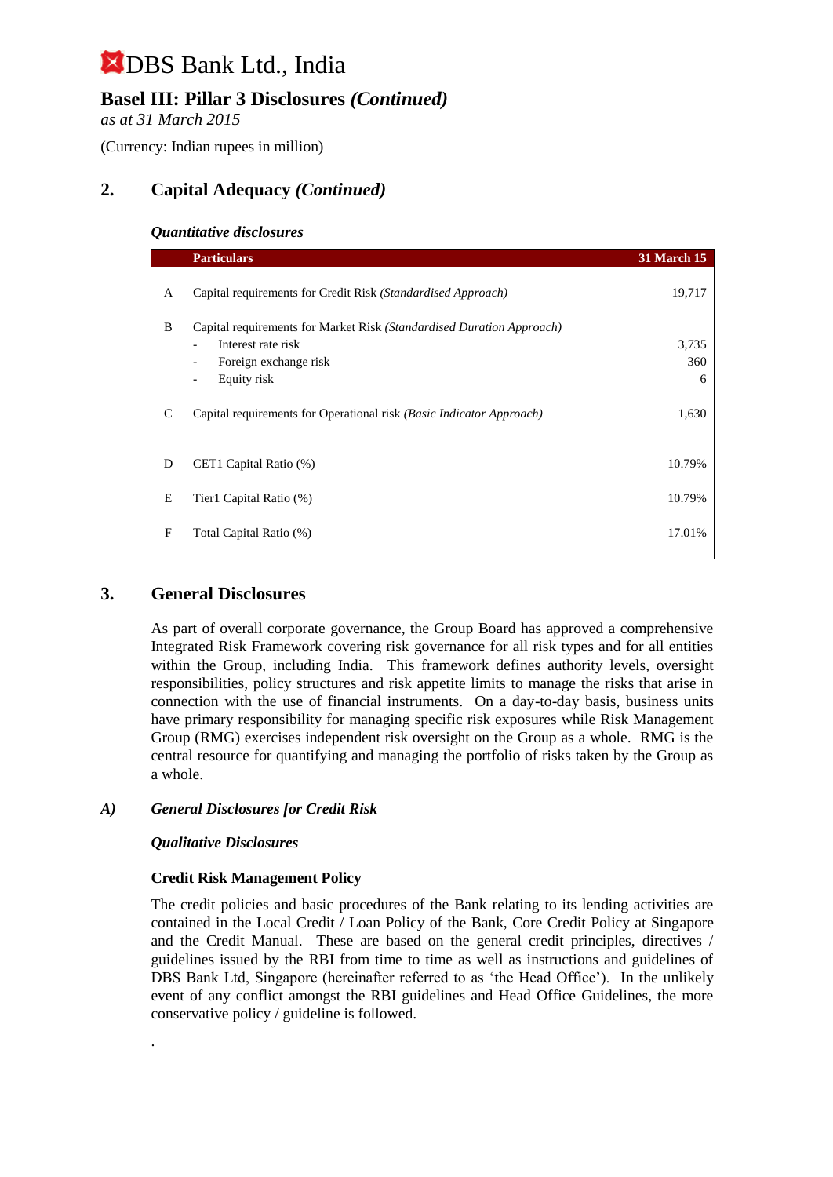# DBS Bank Ltd., India

## Basel III: Pillar 3 Disclosures *(Continued)*

*as at 31 March 2015*

(Currency: Indian rupees in million)

## 2. Capital Adequacy *(Continued)*

***Quantitative disclosures***

| | Particulars | 31 March 15 |
|---|---|---|
| A | Capital requirements for Credit Risk *(Standardised Approach)* | 19,717 |
| B | Capital requirements for Market Risk *(Standardised Duration Approach)* | |
| | - Interest rate risk | 3,735 |
| | - Foreign exchange risk | 360 |
| | - Equity risk | 6 |
| C | Capital requirements for Operational risk *(Basic Indicator Approach)* | 1,630 |
| D | CET1 Capital Ratio (%) | 10.79% |
| E | Tier1 Capital Ratio (%) | 10.79% |
| F | Total Capital Ratio (%) | 17.01% |

## 3. General Disclosures

As part of overall corporate governance, the Group Board has approved a comprehensive Integrated Risk Framework covering risk governance for all risk types and for all entities within the Group, including India. This framework defines authority levels, oversight responsibilities, policy structures and risk appetite limits to manage the risks that arise in connection with the use of financial instruments. On a day-to-day basis, business units have primary responsibility for managing specific risk exposures while Risk Management Group (RMG) exercises independent risk oversight on the Group as a whole. RMG is the central resource for quantifying and managing the portfolio of risks taken by the Group as a whole.

### *A) General Disclosures for Credit Risk*

***Qualitative Disclosures***

**Credit Risk Management Policy**

The credit policies and basic procedures of the Bank relating to its lending activities are contained in the Local Credit / Loan Policy of the Bank, Core Credit Policy at Singapore and the Credit Manual. These are based on the general credit principles, directives / guidelines issued by the RBI from time to time as well as instructions and guidelines of DBS Bank Ltd, Singapore (hereinafter referred to as 'the Head Office'). In the unlikely event of any conflict amongst the RBI guidelines and Head Office Guidelines, the more conservative policy / guideline is followed.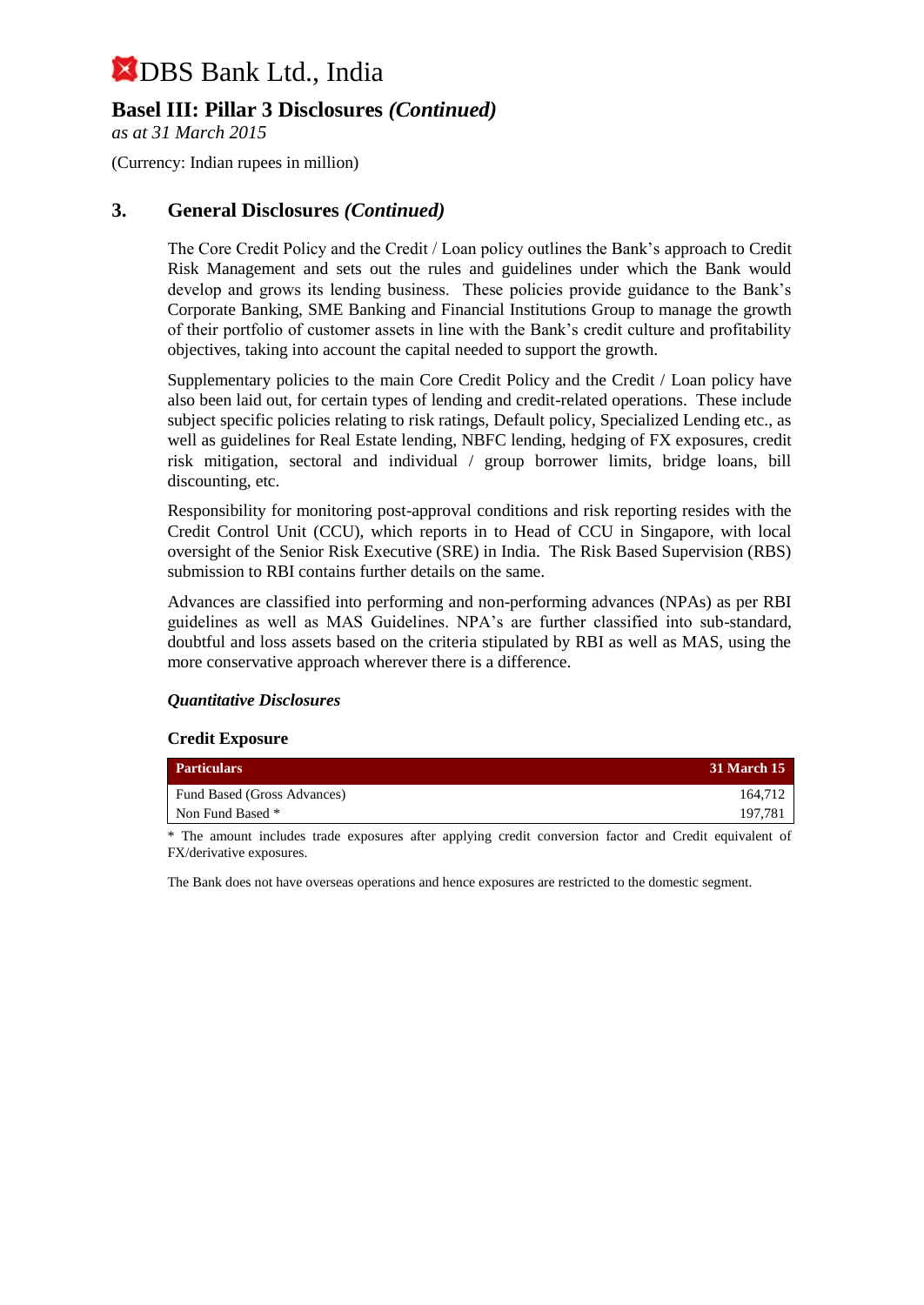# DBS Bank Ltd., India

## Basel III: Pillar 3 Disclosures *(Continued)*

*as at 31 March 2015*

(Currency: Indian rupees in million)

## 3. General Disclosures *(Continued)*

The Core Credit Policy and the Credit / Loan policy outlines the Bank's approach to Credit Risk Management and sets out the rules and guidelines under which the Bank would develop and grows its lending business. These policies provide guidance to the Bank's Corporate Banking, SME Banking and Financial Institutions Group to manage the growth of their portfolio of customer assets in line with the Bank's credit culture and profitability objectives, taking into account the capital needed to support the growth.

Supplementary policies to the main Core Credit Policy and the Credit / Loan policy have also been laid out, for certain types of lending and credit-related operations. These include subject specific policies relating to risk ratings, Default policy, Specialized Lending etc., as well as guidelines for Real Estate lending, NBFC lending, hedging of FX exposures, credit risk mitigation, sectoral and individual / group borrower limits, bridge loans, bill discounting, etc.

Responsibility for monitoring post-approval conditions and risk reporting resides with the Credit Control Unit (CCU), which reports in to Head of CCU in Singapore, with local oversight of the Senior Risk Executive (SRE) in India. The Risk Based Supervision (RBS) submission to RBI contains further details on the same.

Advances are classified into performing and non-performing advances (NPAs) as per RBI guidelines as well as MAS Guidelines. NPA's are further classified into sub-standard, doubtful and loss assets based on the criteria stipulated by RBI as well as MAS, using the more conservative approach wherever there is a difference.

### *Quantitative Disclosures*

**Credit Exposure**

| Particulars | 31 March 15 |
|---|---|
| Fund Based (Gross Advances) | 164,712 |
| Non Fund Based * | 197,781 |

* The amount includes trade exposures after applying credit conversion factor and Credit equivalent of FX/derivative exposures.

The Bank does not have overseas operations and hence exposures are restricted to the domestic segment.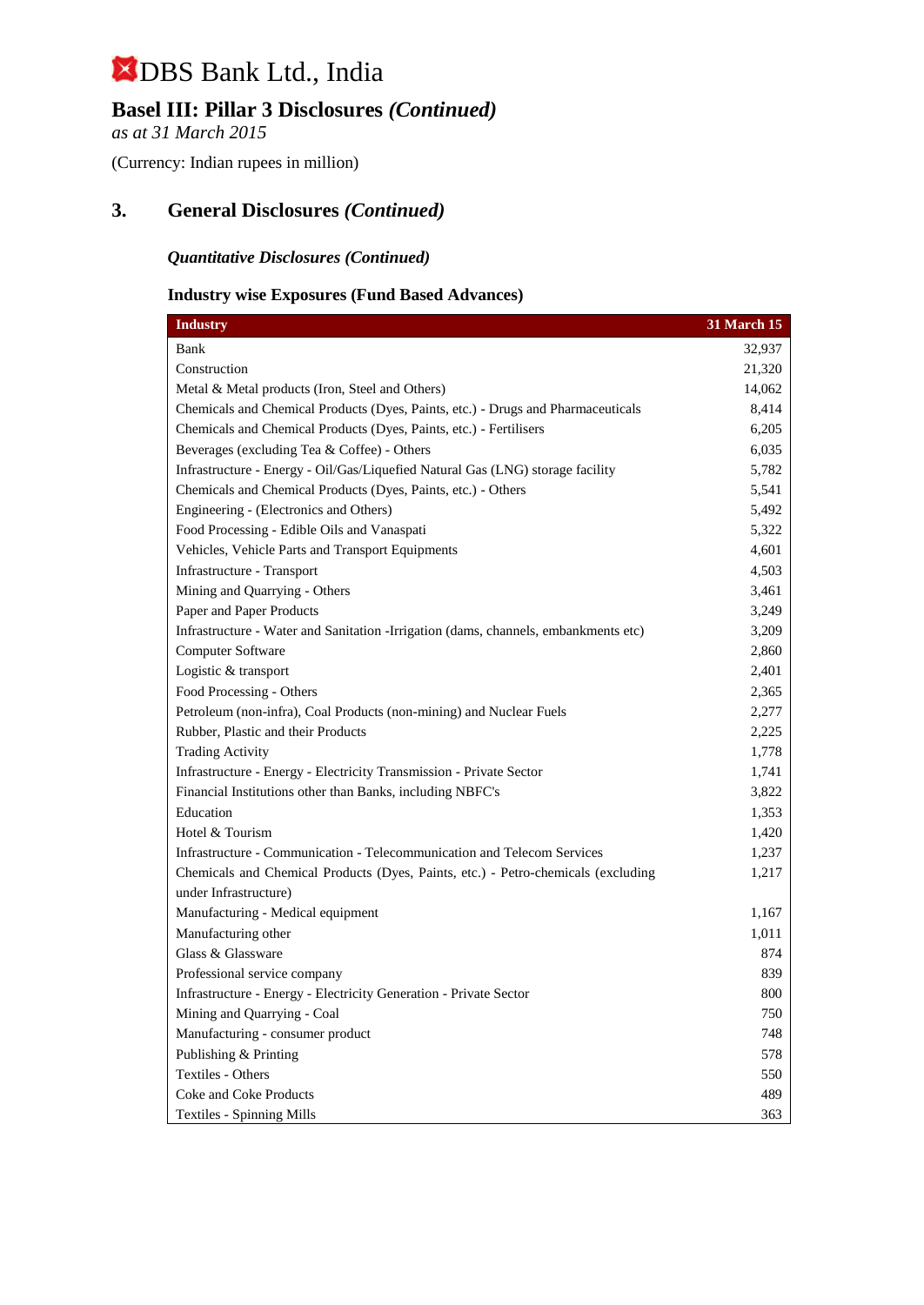# DBS Bank Ltd., India

## Basel III: Pillar 3 Disclosures *(Continued)*

*as at 31 March 2015*

(Currency: Indian rupees in million)

## 3. General Disclosures *(Continued)*

### *Quantitative Disclosures (Continued)*

### Industry wise Exposures (Fund Based Advances)

| Industry | 31 March 15 |
|---|---|
| Bank | 32,937 |
| Construction | 21,320 |
| Metal & Metal products (Iron, Steel and Others) | 14,062 |
| Chemicals and Chemical Products (Dyes, Paints, etc.) - Drugs and Pharmaceuticals | 8,414 |
| Chemicals and Chemical Products (Dyes, Paints, etc.) - Fertilisers | 6,205 |
| Beverages (excluding Tea & Coffee) - Others | 6,035 |
| Infrastructure - Energy - Oil/Gas/Liquefied Natural Gas (LNG) storage facility | 5,782 |
| Chemicals and Chemical Products (Dyes, Paints, etc.) - Others | 5,541 |
| Engineering - (Electronics and Others) | 5,492 |
| Food Processing - Edible Oils and Vanaspati | 5,322 |
| Vehicles, Vehicle Parts and Transport Equipments | 4,601 |
| Infrastructure - Transport | 4,503 |
| Mining and Quarrying - Others | 3,461 |
| Paper and Paper Products | 3,249 |
| Infrastructure - Water and Sanitation -Irrigation (dams, channels, embankments etc) | 3,209 |
| Computer Software | 2,860 |
| Logistic & transport | 2,401 |
| Food Processing - Others | 2,365 |
| Petroleum (non-infra), Coal Products (non-mining) and Nuclear Fuels | 2,277 |
| Rubber, Plastic and their Products | 2,225 |
| Trading Activity | 1,778 |
| Infrastructure - Energy - Electricity Transmission - Private Sector | 1,741 |
| Financial Institutions other than Banks, including NBFC's | 3,822 |
| Education | 1,353 |
| Hotel & Tourism | 1,420 |
| Infrastructure - Communication - Telecommunication and Telecom Services | 1,237 |
| Chemicals and Chemical Products (Dyes, Paints, etc.) - Petro-chemicals (excluding under Infrastructure) | 1,217 |
| Manufacturing - Medical equipment | 1,167 |
| Manufacturing other | 1,011 |
| Glass & Glassware | 874 |
| Professional service company | 839 |
| Infrastructure - Energy - Electricity Generation - Private Sector | 800 |
| Mining and Quarrying - Coal | 750 |
| Manufacturing - consumer product | 748 |
| Publishing & Printing | 578 |
| Textiles - Others | 550 |
| Coke and Coke Products | 489 |
| Textiles - Spinning Mills | 363 |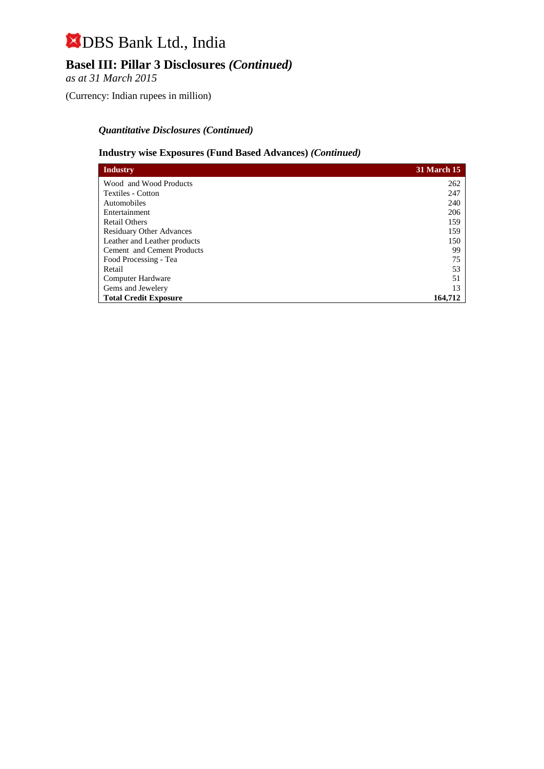# DBS Bank Ltd., India

## Basel III: Pillar 3 Disclosures *(Continued)*

*as at 31 March 2015*

(Currency: Indian rupees in million)

### *Quantitative Disclosures (Continued)*

### Industry wise Exposures (Fund Based Advances) *(Continued)*

| **Industry** | **31 March 15** |
|---|---:|
| Wood and Wood Products | 262 |
| Textiles - Cotton | 247 |
| Automobiles | 240 |
| Entertainment | 206 |
| Retail Others | 159 |
| Residuary Other Advances | 159 |
| Leather and Leather products | 150 |
| Cement and Cement Products | 99 |
| Food Processing - Tea | 75 |
| Retail | 53 |
| Computer Hardware | 51 |
| Gems and Jewelery | 13 |
| **Total Credit Exposure** | **164,712** |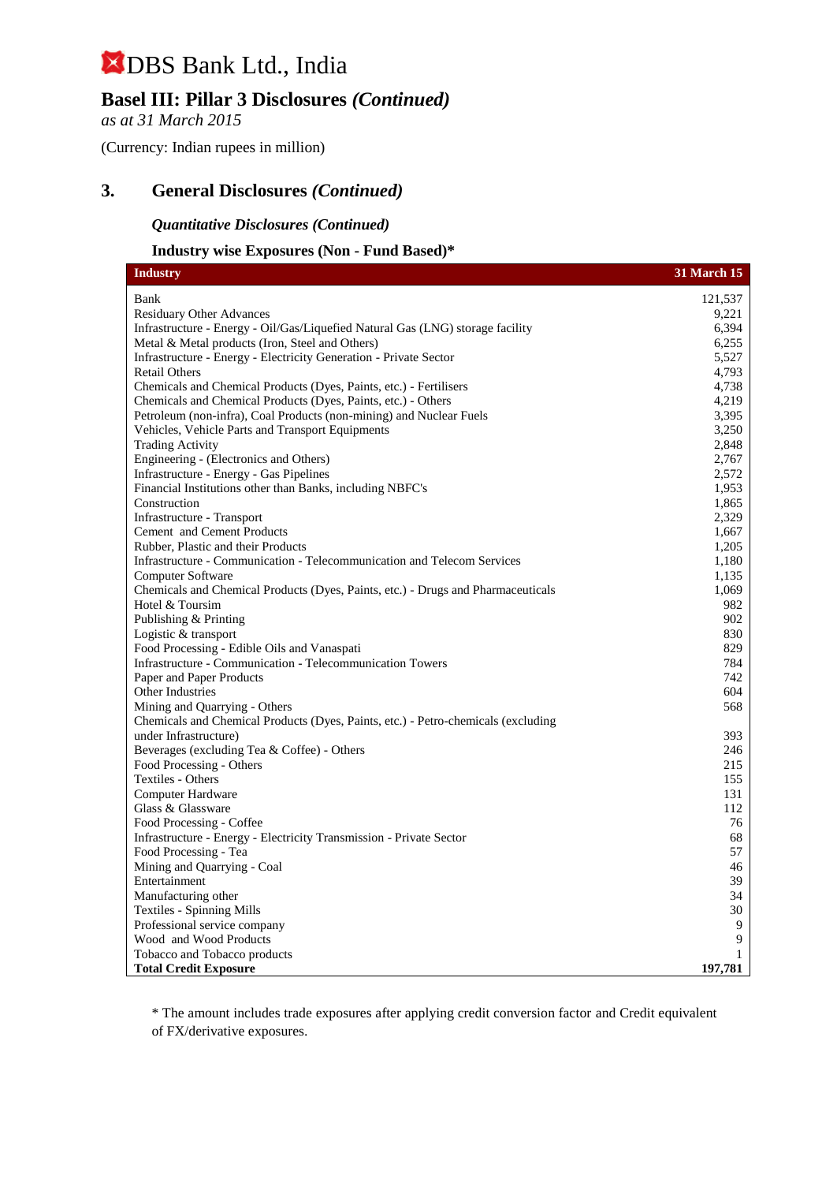# DBS Bank Ltd., India

## Basel III: Pillar 3 Disclosures *(Continued)*

*as at 31 March 2015*

(Currency: Indian rupees in million)

## 3. General Disclosures *(Continued)*

### *Quantitative Disclosures (Continued)*

### Industry wise Exposures (Non - Fund Based)*

| Industry | 31 March 15 |
|---|---|
| Bank | 121,537 |
| Residuary Other Advances | 9,221 |
| Infrastructure - Energy - Oil/Gas/Liquefied Natural Gas (LNG) storage facility | 6,394 |
| Metal & Metal products (Iron, Steel and Others) | 6,255 |
| Infrastructure - Energy - Electricity Generation - Private Sector | 5,527 |
| Retail Others | 4,793 |
| Chemicals and Chemical Products (Dyes, Paints, etc.) - Fertilisers | 4,738 |
| Chemicals and Chemical Products (Dyes, Paints, etc.) - Others | 4,219 |
| Petroleum (non-infra), Coal Products (non-mining) and Nuclear Fuels | 3,395 |
| Vehicles, Vehicle Parts and Transport Equipments | 3,250 |
| Trading Activity | 2,848 |
| Engineering - (Electronics and Others) | 2,767 |
| Infrastructure - Energy - Gas Pipelines | 2,572 |
| Financial Institutions other than Banks, including NBFC's | 1,953 |
| Construction | 1,865 |
| Infrastructure - Transport | 2,329 |
| Cement and Cement Products | 1,667 |
| Rubber, Plastic and their Products | 1,205 |
| Infrastructure - Communication - Telecommunication and Telecom Services | 1,180 |
| Computer Software | 1,135 |
| Chemicals and Chemical Products (Dyes, Paints, etc.) - Drugs and Pharmaceuticals | 1,069 |
| Hotel & Toursim | 982 |
| Publishing & Printing | 902 |
| Logistic & transport | 830 |
| Food Processing - Edible Oils and Vanaspati | 829 |
| Infrastructure - Communication - Telecommunication Towers | 784 |
| Paper and Paper Products | 742 |
| Other Industries | 604 |
| Mining and Quarrying - Others | 568 |
| Chemicals and Chemical Products (Dyes, Paints, etc.) - Petro-chemicals (excluding under Infrastructure) | 393 |
| Beverages (excluding Tea & Coffee) - Others | 246 |
| Food Processing - Others | 215 |
| Textiles - Others | 155 |
| Computer Hardware | 131 |
| Glass & Glassware | 112 |
| Food Processing - Coffee | 76 |
| Infrastructure - Energy - Electricity Transmission - Private Sector | 68 |
| Food Processing - Tea | 57 |
| Mining and Quarrying - Coal | 46 |
| Entertainment | 39 |
| Manufacturing other | 34 |
| Textiles - Spinning Mills | 30 |
| Professional service company | 9 |
| Wood and Wood Products | 9 |
| Tobacco and Tobacco products | 1 |
| **Total Credit Exposure** | **197,781** |

* The amount includes trade exposures after applying credit conversion factor and Credit equivalent of FX/derivative exposures.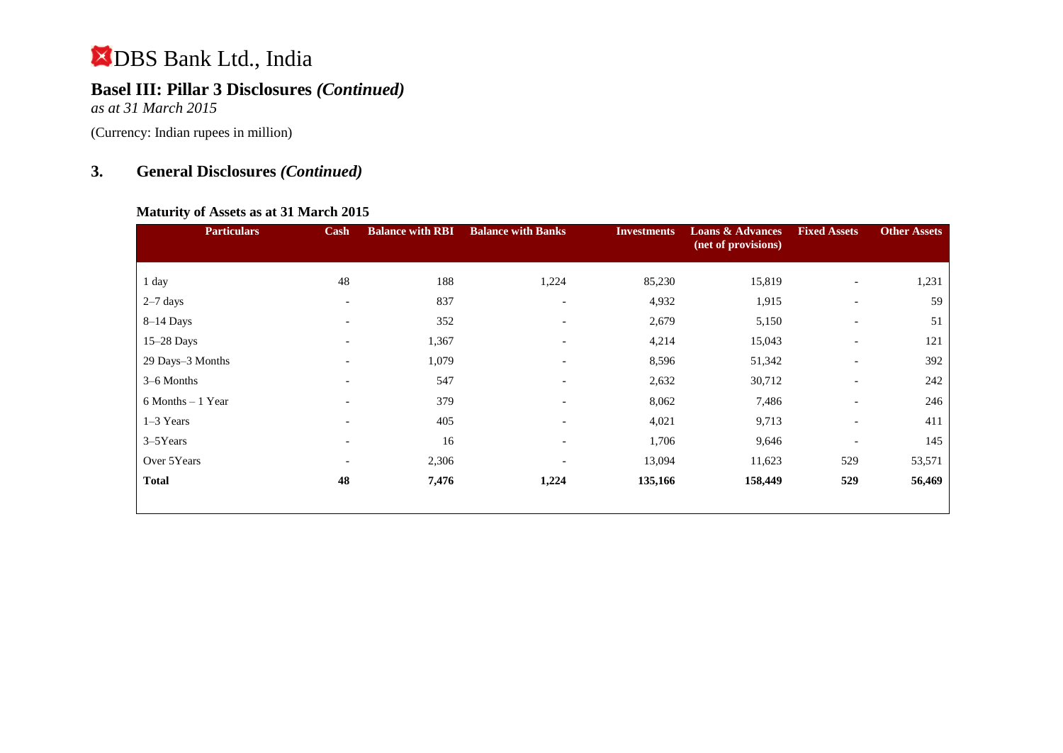# DBS Bank Ltd., India

## Basel III: Pillar 3 Disclosures *(Continued)*

*as at 31 March 2015*

(Currency: Indian rupees in million)

## 3. General Disclosures *(Continued)*

### Maturity of Assets as at 31 March 2015

| Particulars | Cash | Balance with RBI | Balance with Banks | Investments | Loans & Advances (net of provisions) | Fixed Assets | Other Assets |
|---|---|---|---|---|---|---|---|
| 1 day | 48 | 188 | 1,224 | 85,230 | 15,819 | - | 1,231 |
| 2–7 days | - | 837 | - | 4,932 | 1,915 | - | 59 |
| 8–14 Days | - | 352 | - | 2,679 | 5,150 | - | 51 |
| 15–28 Days | - | 1,367 | - | 4,214 | 15,043 | - | 121 |
| 29 Days–3 Months | - | 1,079 | - | 8,596 | 51,342 | - | 392 |
| 3–6 Months | - | 547 | - | 2,632 | 30,712 | - | 242 |
| 6 Months – 1 Year | - | 379 | - | 8,062 | 7,486 | - | 246 |
| 1–3 Years | - | 405 | - | 4,021 | 9,713 | - | 411 |
| 3–5Years | - | 16 | - | 1,706 | 9,646 | - | 145 |
| Over 5Years | - | 2,306 | - | 13,094 | 11,623 | 529 | 53,571 |
| **Total** | **48** | **7,476** | **1,224** | **135,166** | **158,449** | **529** | **56,469** |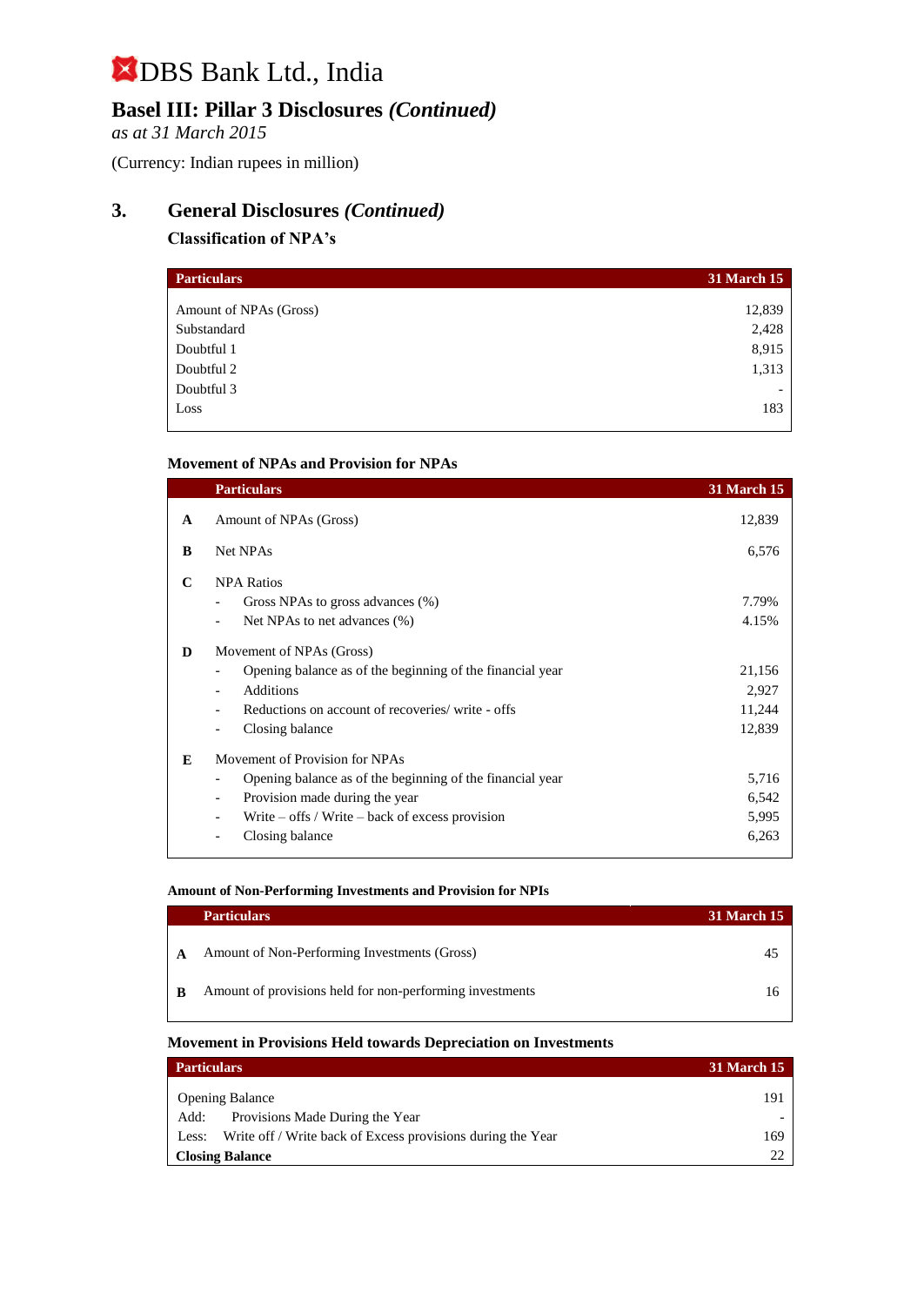# DBS Bank Ltd., India

## Basel III: Pillar 3 Disclosures *(Continued)*

*as at 31 March 2015*

(Currency: Indian rupees in million)

## 3. General Disclosures *(Continued)*

### Classification of NPA's

| Particulars | 31 March 15 |
|---|---|
| Amount of NPAs (Gross) | 12,839 |
| Substandard | 2,428 |
| Doubtful 1 | 8,915 |
| Doubtful 2 | 1,313 |
| Doubtful 3 | - |
| Loss | 183 |

### Movement of NPAs and Provision for NPAs

| | Particulars | 31 March 15 |
|---|---|---|
| **A** | Amount of NPAs (Gross) | 12,839 |
| **B** | Net NPAs | 6,576 |
| **C** | NPA Ratios | |
| | - Gross NPAs to gross advances (%) | 7.79% |
| | - Net NPAs to net advances (%) | 4.15% |
| **D** | Movement of NPAs (Gross) | |
| | - Opening balance as of the beginning of the financial year | 21,156 |
| | - Additions | 2,927 |
| | - Reductions on account of recoveries/ write - offs | 11,244 |
| | - Closing balance | 12,839 |
| **E** | Movement of Provision for NPAs | |
| | - Opening balance as of the beginning of the financial year | 5,716 |
| | - Provision made during the year | 6,542 |
| | - Write – offs / Write – back of excess provision | 5,995 |
| | - Closing balance | 6,263 |

### Amount of Non-Performing Investments and Provision for NPIs

| | Particulars | 31 March 15 |
|---|---|---|
| **A** | Amount of Non-Performing Investments (Gross) | 45 |
| **B** | Amount of provisions held for non-performing investments | 16 |

### Movement in Provisions Held towards Depreciation on Investments

| Particulars | 31 March 15 |
|---|---|
| Opening Balance | 191 |
| Add: Provisions Made During the Year | - |
| Less: Write off / Write back of Excess provisions during the Year | 169 |
| **Closing Balance** | 22 |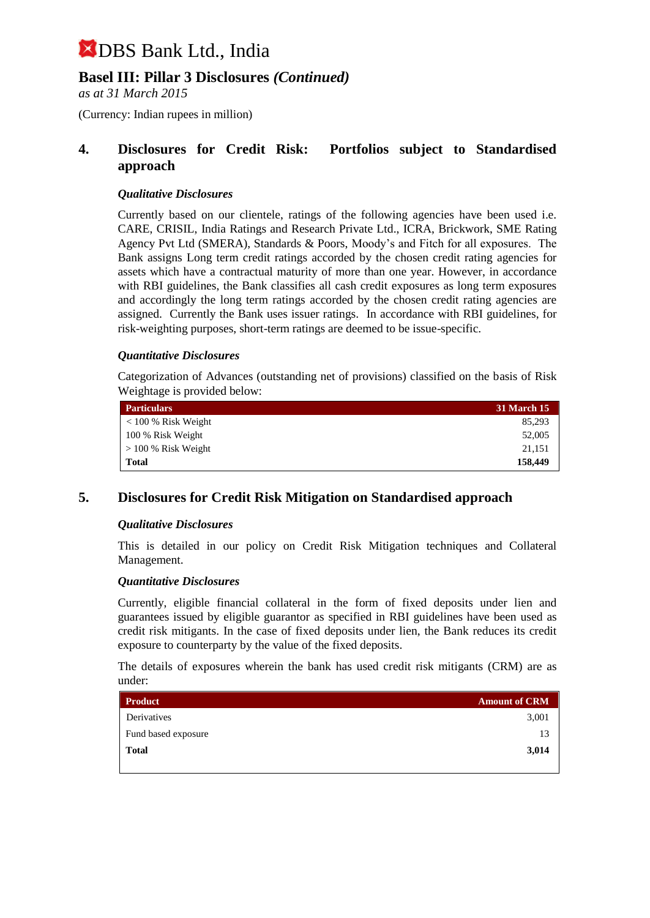# DBS Bank Ltd., India

## Basel III: Pillar 3 Disclosures *(Continued)*

*as at 31 March 2015*

(Currency: Indian rupees in million)

## 4. Disclosures for Credit Risk: Portfolios subject to Standardised approach

### *Qualitative Disclosures*

Currently based on our clientele, ratings of the following agencies have been used i.e. CARE, CRISIL, India Ratings and Research Private Ltd., ICRA, Brickwork, SME Rating Agency Pvt Ltd (SMERA), Standards & Poors, Moody's and Fitch for all exposures. The Bank assigns Long term credit ratings accorded by the chosen credit rating agencies for assets which have a contractual maturity of more than one year. However, in accordance with RBI guidelines, the Bank classifies all cash credit exposures as long term exposures and accordingly the long term ratings accorded by the chosen credit rating agencies are assigned. Currently the Bank uses issuer ratings. In accordance with RBI guidelines, for risk-weighting purposes, short-term ratings are deemed to be issue-specific.

### *Quantitative Disclosures*

Categorization of Advances (outstanding net of provisions) classified on the basis of Risk Weightage is provided below:

| Particulars | 31 March 15 |
|---|---|
| < 100 % Risk Weight | 85,293 |
| 100 % Risk Weight | 52,005 |
| > 100 % Risk Weight | 21,151 |
| **Total** | **158,449** |

## 5. Disclosures for Credit Risk Mitigation on Standardised approach

### *Qualitative Disclosures*

This is detailed in our policy on Credit Risk Mitigation techniques and Collateral Management.

### *Quantitative Disclosures*

Currently, eligible financial collateral in the form of fixed deposits under lien and guarantees issued by eligible guarantor as specified in RBI guidelines have been used as credit risk mitigants. In the case of fixed deposits under lien, the Bank reduces its credit exposure to counterparty by the value of the fixed deposits.

The details of exposures wherein the bank has used credit risk mitigants (CRM) are as under:

| Product | Amount of CRM |
|---|---|
| Derivatives | 3,001 |
| Fund based exposure | 13 |
| **Total** | **3,014** |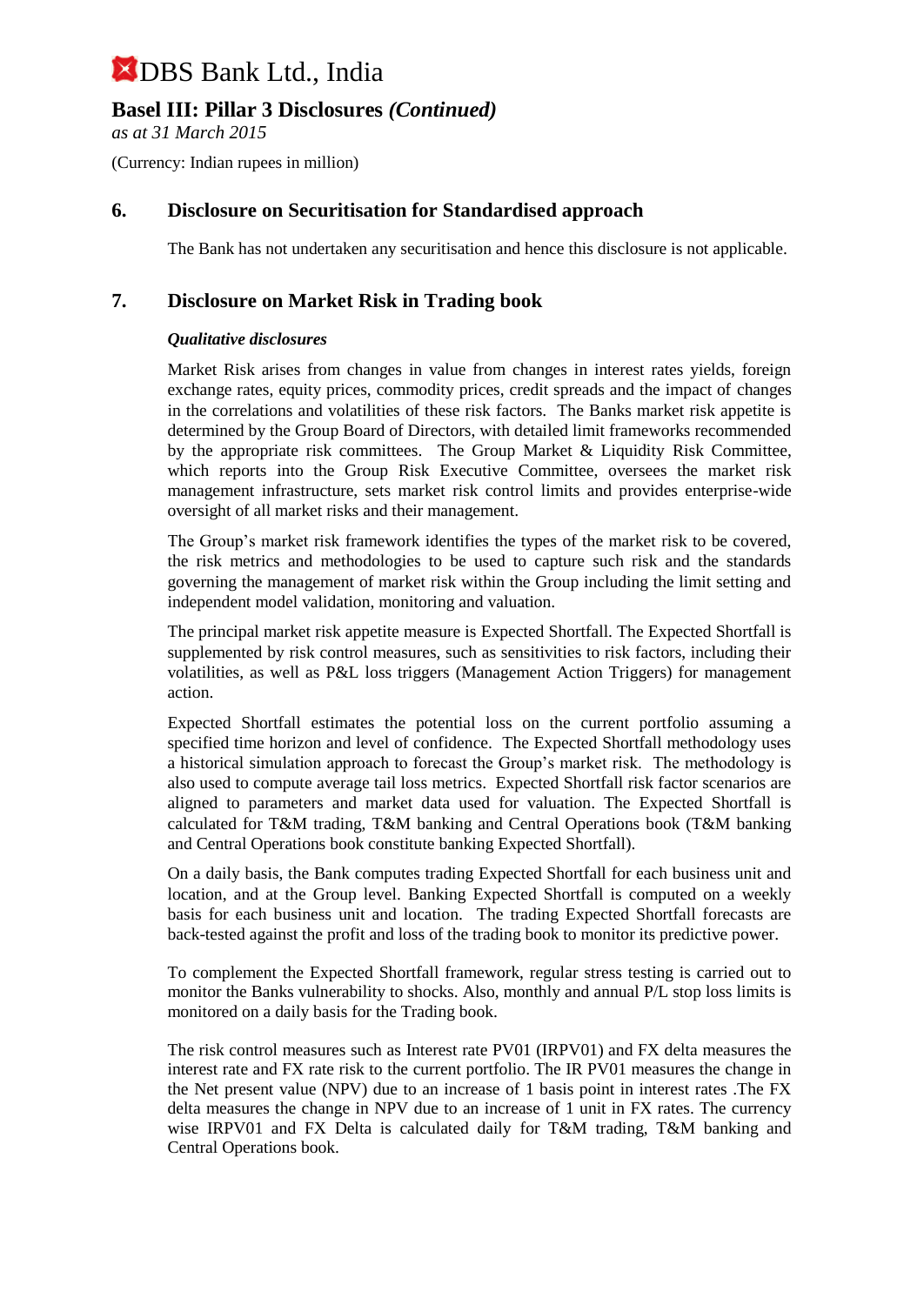# DBS Bank Ltd., India

## Basel III: Pillar 3 Disclosures *(Continued)*

*as at 31 March 2015*

(Currency: Indian rupees in million)

## 6. Disclosure on Securitisation for Standardised approach

The Bank has not undertaken any securitisation and hence this disclosure is not applicable.

## 7. Disclosure on Market Risk in Trading book

***Qualitative disclosures***

Market Risk arises from changes in value from changes in interest rates yields, foreign exchange rates, equity prices, commodity prices, credit spreads and the impact of changes in the correlations and volatilities of these risk factors. The Banks market risk appetite is determined by the Group Board of Directors, with detailed limit frameworks recommended by the appropriate risk committees. The Group Market & Liquidity Risk Committee, which reports into the Group Risk Executive Committee, oversees the market risk management infrastructure, sets market risk control limits and provides enterprise-wide oversight of all market risks and their management.

The Group's market risk framework identifies the types of the market risk to be covered, the risk metrics and methodologies to be used to capture such risk and the standards governing the management of market risk within the Group including the limit setting and independent model validation, monitoring and valuation.

The principal market risk appetite measure is Expected Shortfall. The Expected Shortfall is supplemented by risk control measures, such as sensitivities to risk factors, including their volatilities, as well as P&L loss triggers (Management Action Triggers) for management action.

Expected Shortfall estimates the potential loss on the current portfolio assuming a specified time horizon and level of confidence. The Expected Shortfall methodology uses a historical simulation approach to forecast the Group's market risk. The methodology is also used to compute average tail loss metrics. Expected Shortfall risk factor scenarios are aligned to parameters and market data used for valuation. The Expected Shortfall is calculated for T&M trading, T&M banking and Central Operations book (T&M banking and Central Operations book constitute banking Expected Shortfall).

On a daily basis, the Bank computes trading Expected Shortfall for each business unit and location, and at the Group level. Banking Expected Shortfall is computed on a weekly basis for each business unit and location. The trading Expected Shortfall forecasts are back-tested against the profit and loss of the trading book to monitor its predictive power.

To complement the Expected Shortfall framework, regular stress testing is carried out to monitor the Banks vulnerability to shocks. Also, monthly and annual P/L stop loss limits is monitored on a daily basis for the Trading book.

The risk control measures such as Interest rate PV01 (IRPV01) and FX delta measures the interest rate and FX rate risk to the current portfolio. The IR PV01 measures the change in the Net present value (NPV) due to an increase of 1 basis point in interest rates .The FX delta measures the change in NPV due to an increase of 1 unit in FX rates. The currency wise IRPV01 and FX Delta is calculated daily for T&M trading, T&M banking and Central Operations book.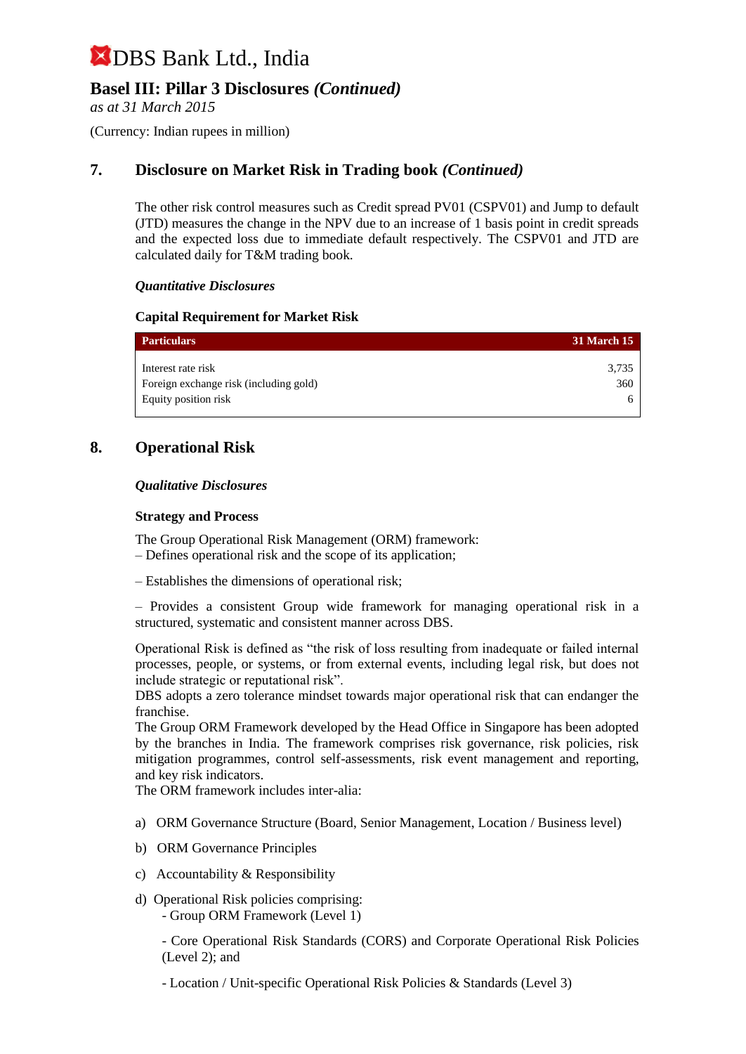# DBS Bank Ltd., India

## Basel III: Pillar 3 Disclosures *(Continued)*

*as at 31 March 2015*

(Currency: Indian rupees in million)

## 7. Disclosure on Market Risk in Trading book *(Continued)*

The other risk control measures such as Credit spread PV01 (CSPV01) and Jump to default (JTD) measures the change in the NPV due to an increase of 1 basis point in credit spreads and the expected loss due to immediate default respectively. The CSPV01 and JTD are calculated daily for T&M trading book.

***Quantitative Disclosures***

**Capital Requirement for Market Risk**

| Particulars | 31 March 15 |
|---|---|
| Interest rate risk | 3,735 |
| Foreign exchange risk (including gold) | 360 |
| Equity position risk | 6 |

## 8. Operational Risk

***Qualitative Disclosures***

**Strategy and Process**

The Group Operational Risk Management (ORM) framework:
– Defines operational risk and the scope of its application;

– Establishes the dimensions of operational risk;

– Provides a consistent Group wide framework for managing operational risk in a structured, systematic and consistent manner across DBS.

Operational Risk is defined as "the risk of loss resulting from inadequate or failed internal processes, people, or systems, or from external events, including legal risk, but does not include strategic or reputational risk".
DBS adopts a zero tolerance mindset towards major operational risk that can endanger the franchise.
The Group ORM Framework developed by the Head Office in Singapore has been adopted by the branches in India. The framework comprises risk governance, risk policies, risk mitigation programmes, control self-assessments, risk event management and reporting, and key risk indicators.
The ORM framework includes inter-alia:

a) ORM Governance Structure (Board, Senior Management, Location / Business level)

b) ORM Governance Principles

c) Accountability & Responsibility

d) Operational Risk policies comprising:
   - Group ORM Framework (Level 1)

   - Core Operational Risk Standards (CORS) and Corporate Operational Risk Policies (Level 2); and

   - Location / Unit-specific Operational Risk Policies & Standards (Level 3)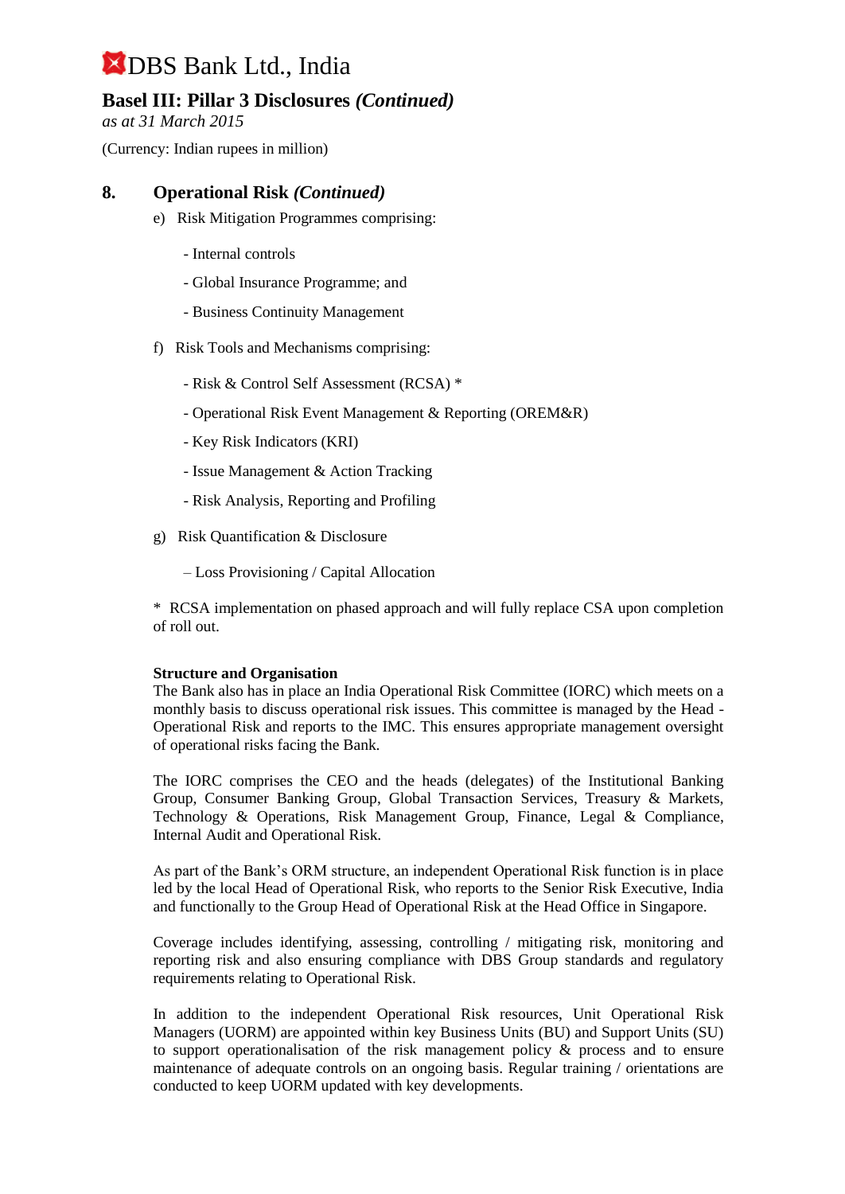## 8. Operational Risk *(Continued)*

e) Risk Mitigation Programmes comprising:

- Internal controls
- Global Insurance Programme; and
- Business Continuity Management

f) Risk Tools and Mechanisms comprising:

- Risk & Control Self Assessment (RCSA) *
- Operational Risk Event Management & Reporting (OREM&R)
- Key Risk Indicators (KRI)
- Issue Management & Action Tracking
- Risk Analysis, Reporting and Profiling

g) Risk Quantification & Disclosure

– Loss Provisioning / Capital Allocation

\* RCSA implementation on phased approach and will fully replace CSA upon completion of roll out.

**Structure and Organisation**

The Bank also has in place an India Operational Risk Committee (IORC) which meets on a monthly basis to discuss operational risk issues. This committee is managed by the Head - Operational Risk and reports to the IMC. This ensures appropriate management oversight of operational risks facing the Bank.

The IORC comprises the CEO and the heads (delegates) of the Institutional Banking Group, Consumer Banking Group, Global Transaction Services, Treasury & Markets, Technology & Operations, Risk Management Group, Finance, Legal & Compliance, Internal Audit and Operational Risk.

As part of the Bank's ORM structure, an independent Operational Risk function is in place led by the local Head of Operational Risk, who reports to the Senior Risk Executive, India and functionally to the Group Head of Operational Risk at the Head Office in Singapore.

Coverage includes identifying, assessing, controlling / mitigating risk, monitoring and reporting risk and also ensuring compliance with DBS Group standards and regulatory requirements relating to Operational Risk.

In addition to the independent Operational Risk resources, Unit Operational Risk Managers (UORM) are appointed within key Business Units (BU) and Support Units (SU) to support operationalisation of the risk management policy & process and to ensure maintenance of adequate controls on an ongoing basis. Regular training / orientations are conducted to keep UORM updated with key developments.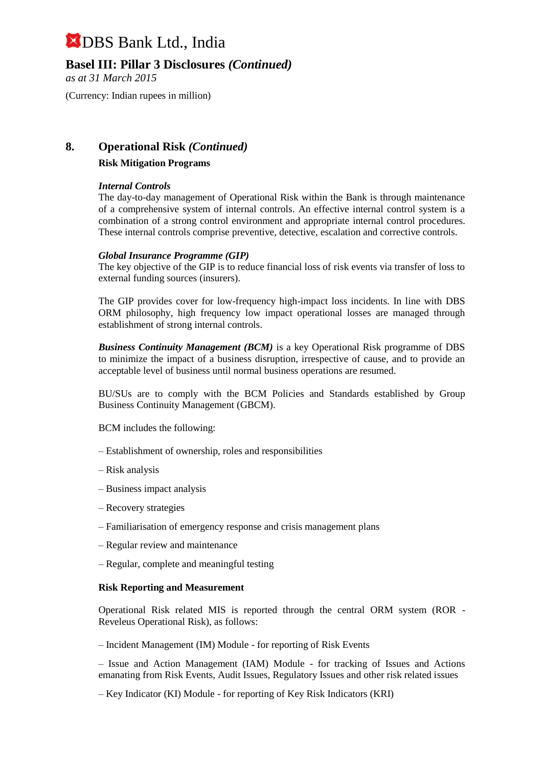## 8. Operational Risk *(Continued)*

### Risk Mitigation Programs

***Internal Controls***

The day-to-day management of Operational Risk within the Bank is through maintenance of a comprehensive system of internal controls. An effective internal control system is a combination of a strong control environment and appropriate internal control procedures. These internal controls comprise preventive, detective, escalation and corrective controls.

***Global Insurance Programme (GIP)***

The key objective of the GIP is to reduce financial loss of risk events via transfer of loss to external funding sources (insurers).

The GIP provides cover for low-frequency high-impact loss incidents. In line with DBS ORM philosophy, high frequency low impact operational losses are managed through establishment of strong internal controls.

***Business Continuity Management (BCM)*** is a key Operational Risk programme of DBS to minimize the impact of a business disruption, irrespective of cause, and to provide an acceptable level of business until normal business operations are resumed.

BU/SUs are to comply with the BCM Policies and Standards established by Group Business Continuity Management (GBCM).

BCM includes the following:

– Establishment of ownership, roles and responsibilities

– Risk analysis

– Business impact analysis

– Recovery strategies

– Familiarisation of emergency response and crisis management plans

– Regular review and maintenance

– Regular, complete and meaningful testing

### Risk Reporting and Measurement

Operational Risk related MIS is reported through the central ORM system (ROR - Reveleus Operational Risk), as follows:

– Incident Management (IM) Module - for reporting of Risk Events

– Issue and Action Management (IAM) Module - for tracking of Issues and Actions emanating from Risk Events, Audit Issues, Regulatory Issues and other risk related issues

– Key Indicator (KI) Module - for reporting of Key Risk Indicators (KRI)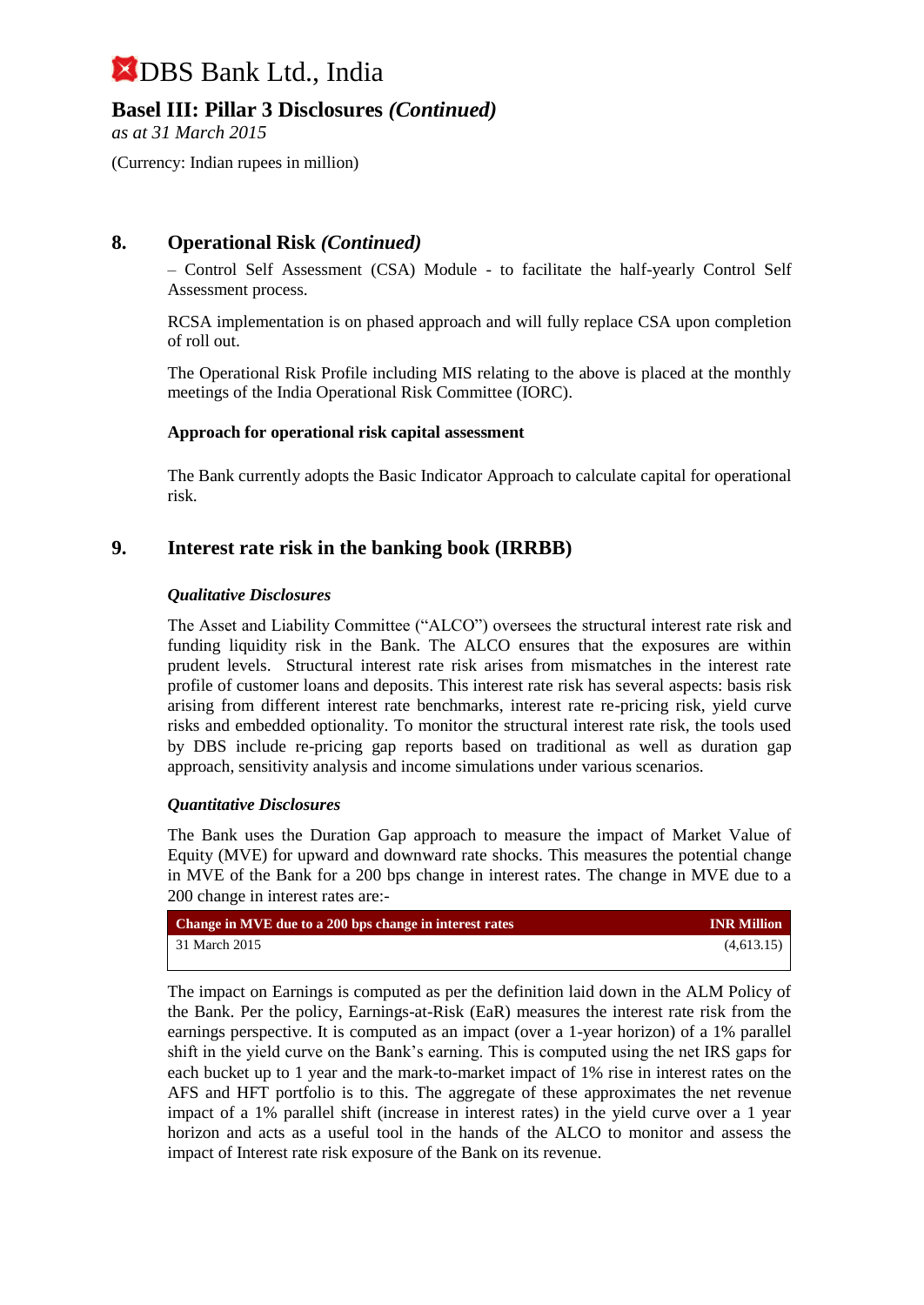# DBS Bank Ltd., India

## Basel III: Pillar 3 Disclosures *(Continued)*

*as at 31 March 2015*

(Currency: Indian rupees in million)

## 8. Operational Risk *(Continued)*

– Control Self Assessment (CSA) Module - to facilitate the half-yearly Control Self Assessment process.

RCSA implementation is on phased approach and will fully replace CSA upon completion of roll out.

The Operational Risk Profile including MIS relating to the above is placed at the monthly meetings of the India Operational Risk Committee (IORC).

**Approach for operational risk capital assessment**

The Bank currently adopts the Basic Indicator Approach to calculate capital for operational risk.

## 9. Interest rate risk in the banking book (IRRBB)

***Qualitative Disclosures***

The Asset and Liability Committee ("ALCO") oversees the structural interest rate risk and funding liquidity risk in the Bank. The ALCO ensures that the exposures are within prudent levels. Structural interest rate risk arises from mismatches in the interest rate profile of customer loans and deposits. This interest rate risk has several aspects: basis risk arising from different interest rate benchmarks, interest rate re-pricing risk, yield curve risks and embedded optionality. To monitor the structural interest rate risk, the tools used by DBS include re-pricing gap reports based on traditional as well as duration gap approach, sensitivity analysis and income simulations under various scenarios.

***Quantitative Disclosures***

The Bank uses the Duration Gap approach to measure the impact of Market Value of Equity (MVE) for upward and downward rate shocks. This measures the potential change in MVE of the Bank for a 200 bps change in interest rates. The change in MVE due to a 200 change in interest rates are:-

| Change in MVE due to a 200 bps change in interest rates | INR Million |
|---|---|
| 31 March 2015 | (4,613.15) |

The impact on Earnings is computed as per the definition laid down in the ALM Policy of the Bank. Per the policy, Earnings-at-Risk (EaR) measures the interest rate risk from the earnings perspective. It is computed as an impact (over a 1-year horizon) of a 1% parallel shift in the yield curve on the Bank's earning. This is computed using the net IRS gaps for each bucket up to 1 year and the mark-to-market impact of 1% rise in interest rates on the AFS and HFT portfolio is to this. The aggregate of these approximates the net revenue impact of a 1% parallel shift (increase in interest rates) in the yield curve over a 1 year horizon and acts as a useful tool in the hands of the ALCO to monitor and assess the impact of Interest rate risk exposure of the Bank on its revenue.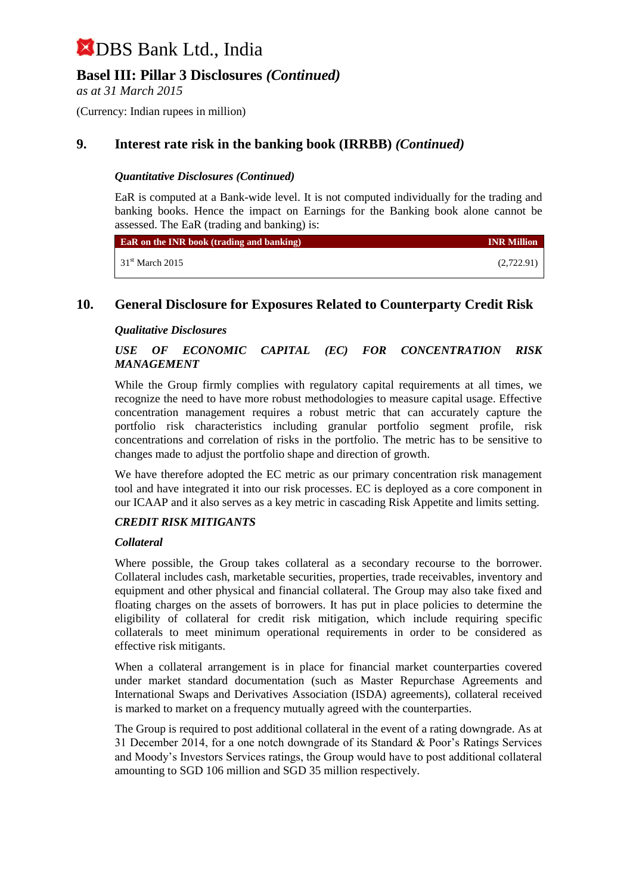## 9. Interest rate risk in the banking book (IRRBB) *(Continued)*

#### *Quantitative Disclosures (Continued)*

EaR is computed at a Bank-wide level. It is not computed individually for the trading and banking books. Hence the impact on Earnings for the Banking book alone cannot be assessed. The EaR (trading and banking) is:

| EaR on the INR book (trading and banking) | INR Million |
|---|---|
| 31st March 2015 | (2,722.91) |

## 10. General Disclosure for Exposures Related to Counterparty Credit Risk

#### *Qualitative Disclosures*

***USE OF ECONOMIC CAPITAL (EC) FOR CONCENTRATION RISK MANAGEMENT***

While the Group firmly complies with regulatory capital requirements at all times, we recognize the need to have more robust methodologies to measure capital usage. Effective concentration management requires a robust metric that can accurately capture the portfolio risk characteristics including granular portfolio segment profile, risk concentrations and correlation of risks in the portfolio. The metric has to be sensitive to changes made to adjust the portfolio shape and direction of growth.

We have therefore adopted the EC metric as our primary concentration risk management tool and have integrated it into our risk processes. EC is deployed as a core component in our ICAAP and it also serves as a key metric in cascading Risk Appetite and limits setting.

***CREDIT RISK MITIGANTS***

***Collateral***

Where possible, the Group takes collateral as a secondary recourse to the borrower. Collateral includes cash, marketable securities, properties, trade receivables, inventory and equipment and other physical and financial collateral. The Group may also take fixed and floating charges on the assets of borrowers. It has put in place policies to determine the eligibility of collateral for credit risk mitigation, which include requiring specific collaterals to meet minimum operational requirements in order to be considered as effective risk mitigants.

When a collateral arrangement is in place for financial market counterparties covered under market standard documentation (such as Master Repurchase Agreements and International Swaps and Derivatives Association (ISDA) agreements), collateral received is marked to market on a frequency mutually agreed with the counterparties.

The Group is required to post additional collateral in the event of a rating downgrade. As at 31 December 2014, for a one notch downgrade of its Standard & Poor's Ratings Services and Moody's Investors Services ratings, the Group would have to post additional collateral amounting to SGD 106 million and SGD 35 million respectively.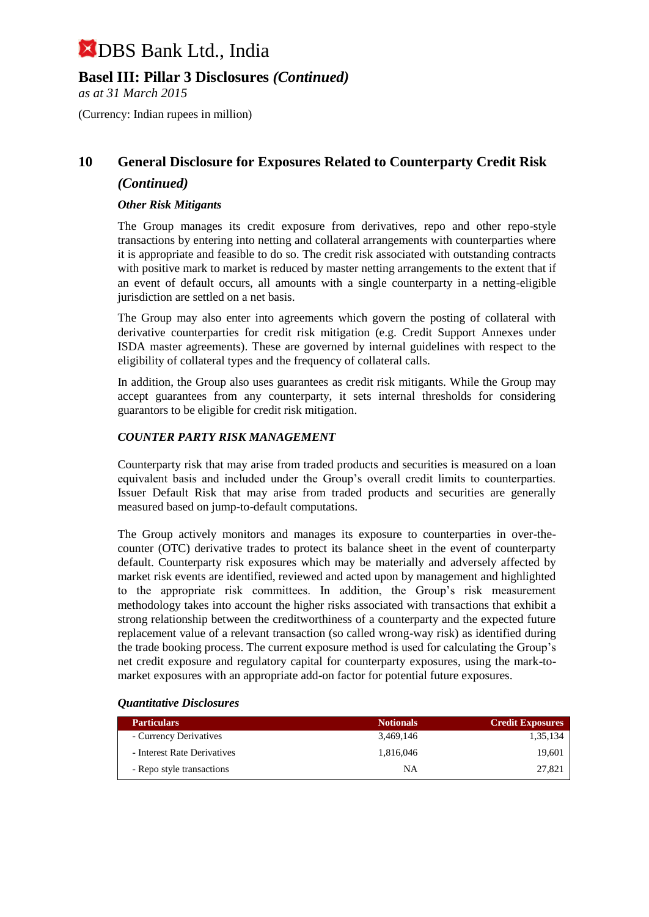# DBS Bank Ltd., India

## Basel III: Pillar 3 Disclosures *(Continued)*

*as at 31 March 2015*

(Currency: Indian rupees in million)

## 10 General Disclosure for Exposures Related to Counterparty Credit Risk *(Continued)*

### *Other Risk Mitigants*

The Group manages its credit exposure from derivatives, repo and other repo-style transactions by entering into netting and collateral arrangements with counterparties where it is appropriate and feasible to do so. The credit risk associated with outstanding contracts with positive mark to market is reduced by master netting arrangements to the extent that if an event of default occurs, all amounts with a single counterparty in a netting-eligible jurisdiction are settled on a net basis.

The Group may also enter into agreements which govern the posting of collateral with derivative counterparties for credit risk mitigation (e.g. Credit Support Annexes under ISDA master agreements). These are governed by internal guidelines with respect to the eligibility of collateral types and the frequency of collateral calls.

In addition, the Group also uses guarantees as credit risk mitigants. While the Group may accept guarantees from any counterparty, it sets internal thresholds for considering guarantors to be eligible for credit risk mitigation.

### *COUNTER PARTY RISK MANAGEMENT*

Counterparty risk that may arise from traded products and securities is measured on a loan equivalent basis and included under the Group's overall credit limits to counterparties. Issuer Default Risk that may arise from traded products and securities are generally measured based on jump-to-default computations.

The Group actively monitors and manages its exposure to counterparties in over-the-counter (OTC) derivative trades to protect its balance sheet in the event of counterparty default. Counterparty risk exposures which may be materially and adversely affected by market risk events are identified, reviewed and acted upon by management and highlighted to the appropriate risk committees. In addition, the Group's risk measurement methodology takes into account the higher risks associated with transactions that exhibit a strong relationship between the creditworthiness of a counterparty and the expected future replacement value of a relevant transaction (so called wrong-way risk) as identified during the trade booking process. The current exposure method is used for calculating the Group's net credit exposure and regulatory capital for counterparty exposures, using the mark-to-market exposures with an appropriate add-on factor for potential future exposures.

### *Quantitative Disclosures*

| Particulars | Notionals | Credit Exposures |
|---|---|---|
| - Currency Derivatives | 3,469,146 | 1,35,134 |
| - Interest Rate Derivatives | 1,816,046 | 19,601 |
| - Repo style transactions | NA | 27,821 |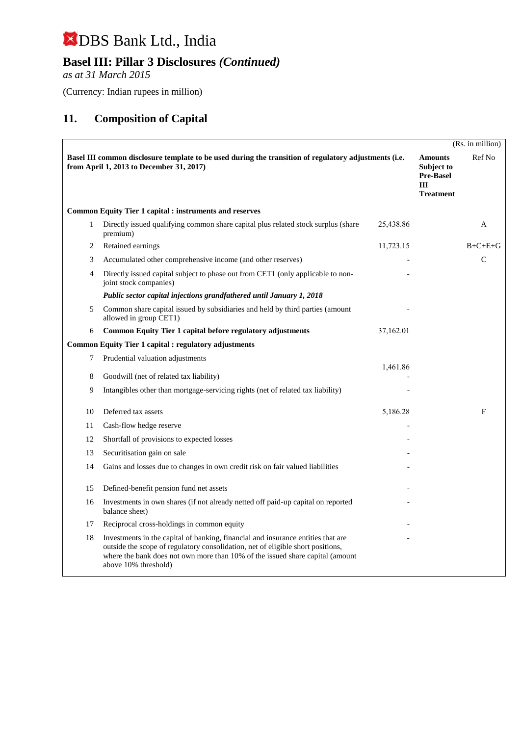# DBS Bank Ltd., India

## Basel III: Pillar 3 Disclosures *(Continued)*

*as at 31 March 2015*

(Currency: Indian rupees in million)

## 11. Composition of Capital

(Rs. in million)

| | Basel III common disclosure template to be used during the transition of regulatory adjustments (i.e. from April 1, 2013 to December 31, 2017) | | Amounts Subject to Pre-Basel III Treatment | Ref No |
|---|---|---|---|---|
| | **Common Equity Tier 1 capital : instruments and reserves** | | | |
| 1 | Directly issued qualifying common share capital plus related stock surplus (share premium) | 25,438.86 | | A |
| 2 | Retained earnings | 11,723.15 | | B+C+E+G |
| 3 | Accumulated other comprehensive income (and other reserves) | - | | C |
| 4 | Directly issued capital subject to phase out from CET1 (only applicable to non-joint stock companies) | - | | |
| | ***Public sector capital injections grandfathered until January 1, 2018*** | | | |
| 5 | Common share capital issued by subsidiaries and held by third parties (amount allowed in group CET1) | - | | |
| 6 | **Common Equity Tier 1 capital before regulatory adjustments** | 37,162.01 | | |
| | **Common Equity Tier 1 capital : regulatory adjustments** | | | |
| 7 | Prudential valuation adjustments | 1,461.86 | | |
| 8 | Goodwill (net of related tax liability) | - | | |
| 9 | Intangibles other than mortgage-servicing rights (net of related tax liability) | - | | |
| 10 | Deferred tax assets | 5,186.28 | | F |
| 11 | Cash-flow hedge reserve | - | | |
| 12 | Shortfall of provisions to expected losses | - | | |
| 13 | Securitisation gain on sale | - | | |
| 14 | Gains and losses due to changes in own credit risk on fair valued liabilities | - | | |
| 15 | Defined-benefit pension fund net assets | - | | |
| 16 | Investments in own shares (if not already netted off paid-up capital on reported balance sheet) | - | | |
| 17 | Reciprocal cross-holdings in common equity | - | | |
| 18 | Investments in the capital of banking, financial and insurance entities that are outside the scope of regulatory consolidation, net of eligible short positions, where the bank does not own more than 10% of the issued share capital (amount above 10% threshold) | - | | |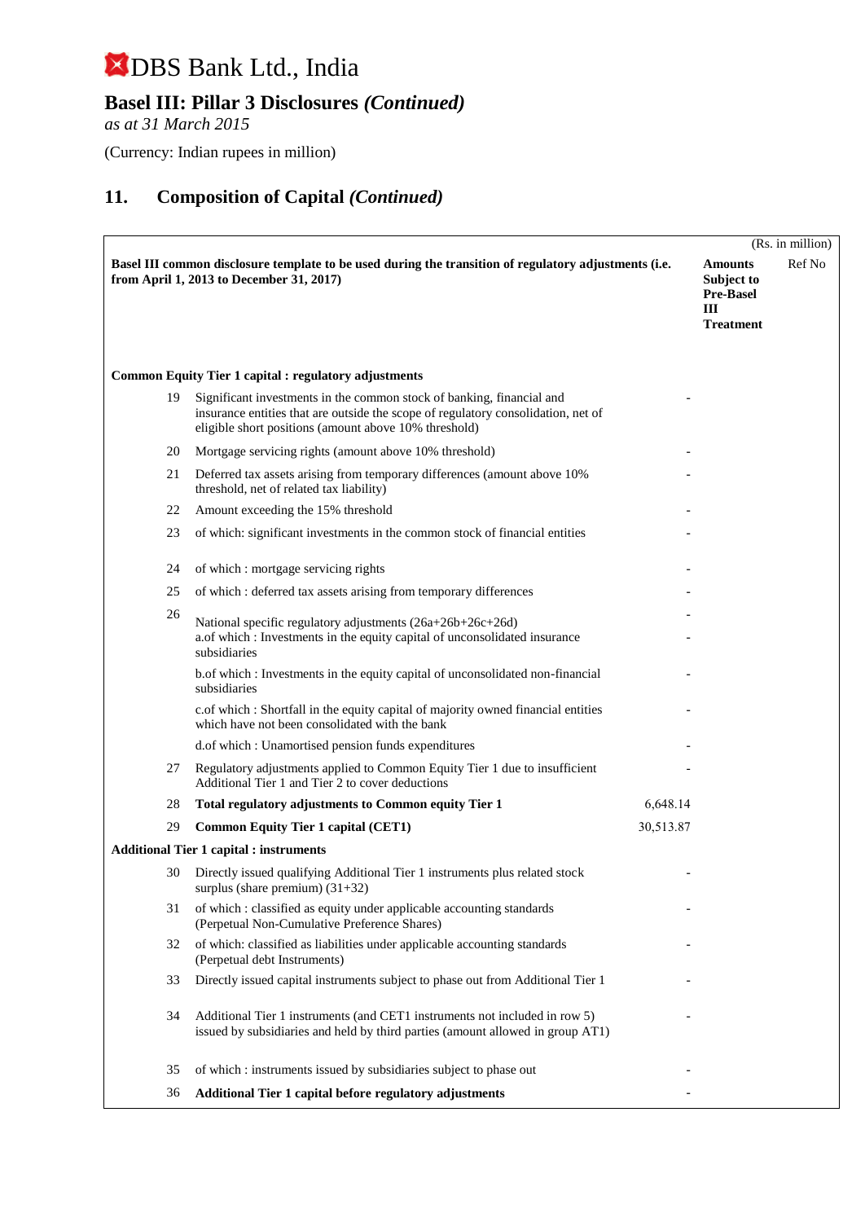# DBS Bank Ltd., India

## Basel III: Pillar 3 Disclosures *(Continued)*

*as at 31 March 2015*

(Currency: Indian rupees in million)

## 11. Composition of Capital *(Continued)*

(Rs. in million)

| | **Basel III common disclosure template to be used during the transition of regulatory adjustments (i.e. from April 1, 2013 to December 31, 2017)** | | **Amounts Subject to Pre-Basel III Treatment** | Ref No |
|---|---|---|---|---|
| | **Common Equity Tier 1 capital : regulatory adjustments** | | | |
| 19 | Significant investments in the common stock of banking, financial and insurance entities that are outside the scope of regulatory consolidation, net of eligible short positions (amount above 10% threshold) | - | | |
| 20 | Mortgage servicing rights (amount above 10% threshold) | - | | |
| 21 | Deferred tax assets arising from temporary differences (amount above 10% threshold, net of related tax liability) | - | | |
| 22 | Amount exceeding the 15% threshold | - | | |
| 23 | of which: significant investments in the common stock of financial entities | - | | |
| 24 | of which : mortgage servicing rights | - | | |
| 25 | of which : deferred tax assets arising from temporary differences | - | | |
| 26 | National specific regulatory adjustments (26a+26b+26c+26d) | - | | |
| | a.of which : Investments in the equity capital of unconsolidated insurance subsidiaries | - | | |
| | b.of which : Investments in the equity capital of unconsolidated non-financial subsidiaries | - | | |
| | c.of which : Shortfall in the equity capital of majority owned financial entities which have not been consolidated with the bank | - | | |
| | d.of which : Unamortised pension funds expenditures | - | | |
| 27 | Regulatory adjustments applied to Common Equity Tier 1 due to insufficient Additional Tier 1 and Tier 2 to cover deductions | - | | |
| 28 | **Total regulatory adjustments to Common equity Tier 1** | 6,648.14 | | |
| 29 | **Common Equity Tier 1 capital (CET1)** | 30,513.87 | | |
| | **Additional Tier 1 capital : instruments** | | | |
| 30 | Directly issued qualifying Additional Tier 1 instruments plus related stock surplus (share premium) (31+32) | - | | |
| 31 | of which : classified as equity under applicable accounting standards (Perpetual Non-Cumulative Preference Shares) | - | | |
| 32 | of which: classified as liabilities under applicable accounting standards (Perpetual debt Instruments) | - | | |
| 33 | Directly issued capital instruments subject to phase out from Additional Tier 1 | - | | |
| 34 | Additional Tier 1 instruments (and CET1 instruments not included in row 5) issued by subsidiaries and held by third parties (amount allowed in group AT1) | - | | |
| 35 | of which : instruments issued by subsidiaries subject to phase out | - | | |
| 36 | **Additional Tier 1 capital before regulatory adjustments** | - | | |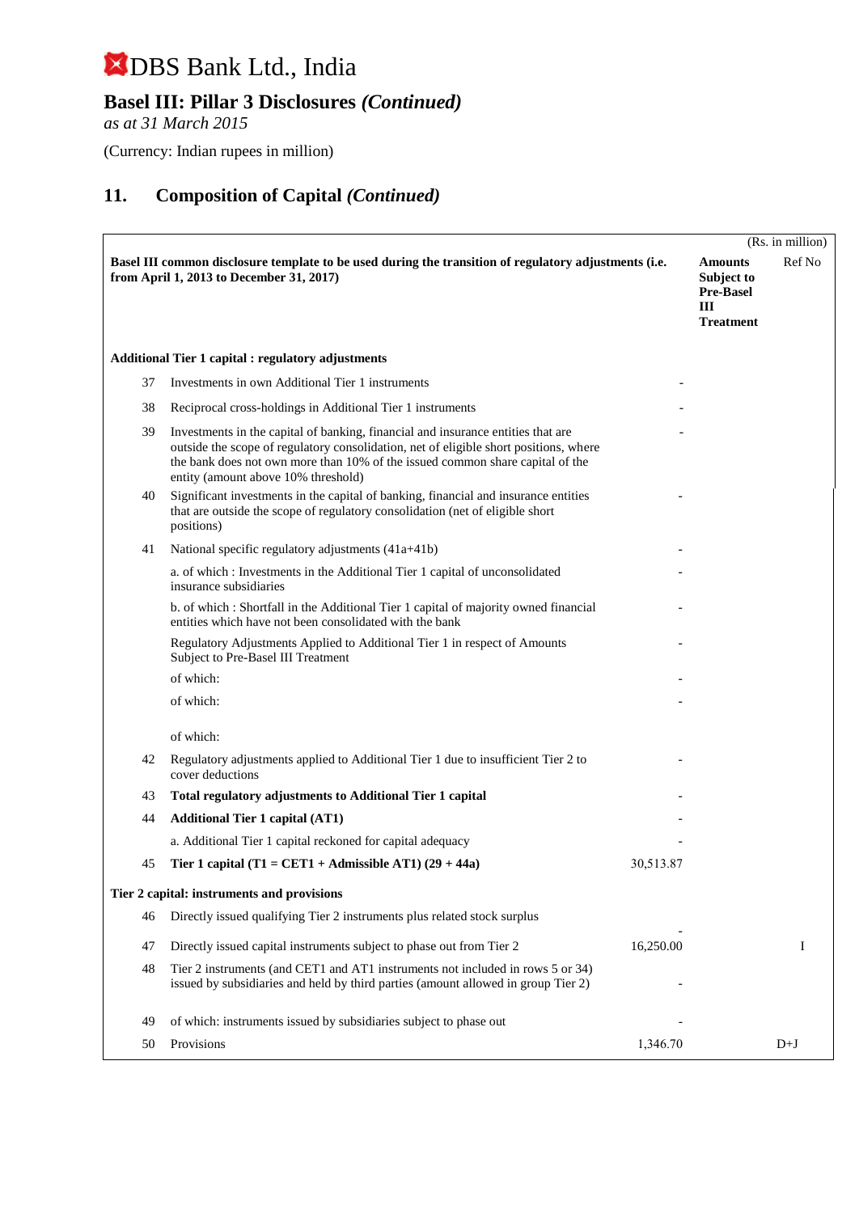# DBS Bank Ltd., India

## Basel III: Pillar 3 Disclosures *(Continued)*

*as at 31 March 2015*

(Currency: Indian rupees in million)

## 11. Composition of Capital *(Continued)*

(Rs. in million)

| | Basel III common disclosure template to be used during the transition of regulatory adjustments (i.e. from April 1, 2013 to December 31, 2017) | | Amounts Subject to Pre-Basel III Treatment | Ref No |
|---|---|---|---|---|
| | **Additional Tier 1 capital : regulatory adjustments** | | | |
| 37 | Investments in own Additional Tier 1 instruments | - | | |
| 38 | Reciprocal cross-holdings in Additional Tier 1 instruments | - | | |
| 39 | Investments in the capital of banking, financial and insurance entities that are outside the scope of regulatory consolidation, net of eligible short positions, where the bank does not own more than 10% of the issued common share capital of the entity (amount above 10% threshold) | - | | |
| 40 | Significant investments in the capital of banking, financial and insurance entities that are outside the scope of regulatory consolidation (net of eligible short positions) | - | | |
| 41 | National specific regulatory adjustments (41a+41b) | - | | |
| | a. of which : Investments in the Additional Tier 1 capital of unconsolidated insurance subsidiaries | - | | |
| | b. of which : Shortfall in the Additional Tier 1 capital of majority owned financial entities which have not been consolidated with the bank | - | | |
| | Regulatory Adjustments Applied to Additional Tier 1 in respect of Amounts Subject to Pre-Basel III Treatment | - | | |
| | of which: | - | | |
| | of which: | - | | |
| | of which: | | | |
| 42 | Regulatory adjustments applied to Additional Tier 1 due to insufficient Tier 2 to cover deductions | - | | |
| 43 | **Total regulatory adjustments to Additional Tier 1 capital** | - | | |
| 44 | **Additional Tier 1 capital (AT1)** | - | | |
| | a. Additional Tier 1 capital reckoned for capital adequacy | - | | |
| 45 | **Tier 1 capital (T1 = CET1 + Admissible AT1) (29 + 44a)** | 30,513.87 | | |
| | **Tier 2 capital: instruments and provisions** | | | |
| 46 | Directly issued qualifying Tier 2 instruments plus related stock surplus | - | | |
| 47 | Directly issued capital instruments subject to phase out from Tier 2 | 16,250.00 | | I |
| 48 | Tier 2 instruments (and CET1 and AT1 instruments not included in rows 5 or 34) issued by subsidiaries and held by third parties (amount allowed in group Tier 2) | - | | |
| 49 | of which: instruments issued by subsidiaries subject to phase out | - | | |
| 50 | Provisions | 1,346.70 | | D+J |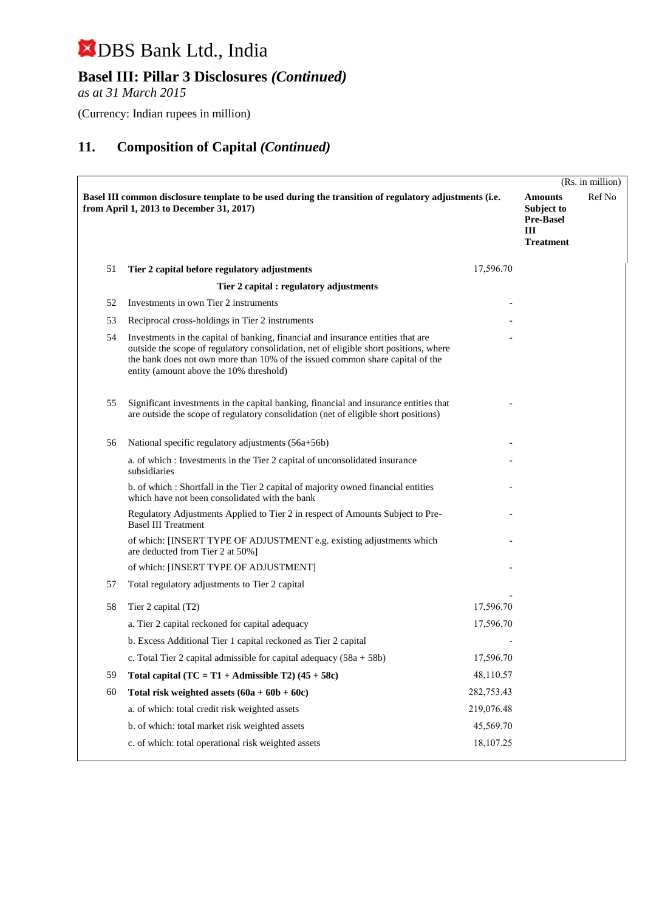# DBS Bank Ltd., India

## Basel III: Pillar 3 Disclosures *(Continued)*

*as at 31 March 2015*

(Currency: Indian rupees in million)

## 11. Composition of Capital *(Continued)*

(Rs. in million)

| | **Basel III common disclosure template to be used during the transition of regulatory adjustments (i.e. from April 1, 2013 to December 31, 2017)** | | **Amounts Subject to Pre-Basel III Treatment** | Ref No |
|---|---|---|---|---|
| 51 | **Tier 2 capital before regulatory adjustments** | 17,596.70 | | |
| | **Tier 2 capital : regulatory adjustments** | | | |
| 52 | Investments in own Tier 2 instruments | - | | |
| 53 | Reciprocal cross-holdings in Tier 2 instruments | - | | |
| 54 | Investments in the capital of banking, financial and insurance entities that are outside the scope of regulatory consolidation, net of eligible short positions, where the bank does not own more than 10% of the issued common share capital of the entity (amount above the 10% threshold) | - | | |
| 55 | Significant investments in the capital banking, financial and insurance entities that are outside the scope of regulatory consolidation (net of eligible short positions) | - | | |
| 56 | National specific regulatory adjustments (56a+56b) | - | | |
| | a. of which : Investments in the Tier 2 capital of unconsolidated insurance subsidiaries | - | | |
| | b. of which : Shortfall in the Tier 2 capital of majority owned financial entities which have not been consolidated with the bank | - | | |
| | Regulatory Adjustments Applied to Tier 2 in respect of Amounts Subject to Pre-Basel III Treatment | - | | |
| | of which: [INSERT TYPE OF ADJUSTMENT e.g. existing adjustments which are deducted from Tier 2 at 50%] | - | | |
| | of which: [INSERT TYPE OF ADJUSTMENT] | - | | |
| 57 | Total regulatory adjustments to Tier 2 capital | - | | |
| 58 | Tier 2 capital (T2) | 17,596.70 | | |
| | a. Tier 2 capital reckoned for capital adequacy | 17,596.70 | | |
| | b. Excess Additional Tier 1 capital reckoned as Tier 2 capital | - | | |
| | c. Total Tier 2 capital admissible for capital adequacy (58a + 58b) | 17,596.70 | | |
| 59 | **Total capital (TC = T1 + Admissible T2) (45 + 58c)** | 48,110.57 | | |
| 60 | **Total risk weighted assets (60a + 60b + 60c)** | 282,753.43 | | |
| | a. of which: total credit risk weighted assets | 219,076.48 | | |
| | b. of which: total market risk weighted assets | 45,569.70 | | |
| | c. of which: total operational risk weighted assets | 18,107.25 | | |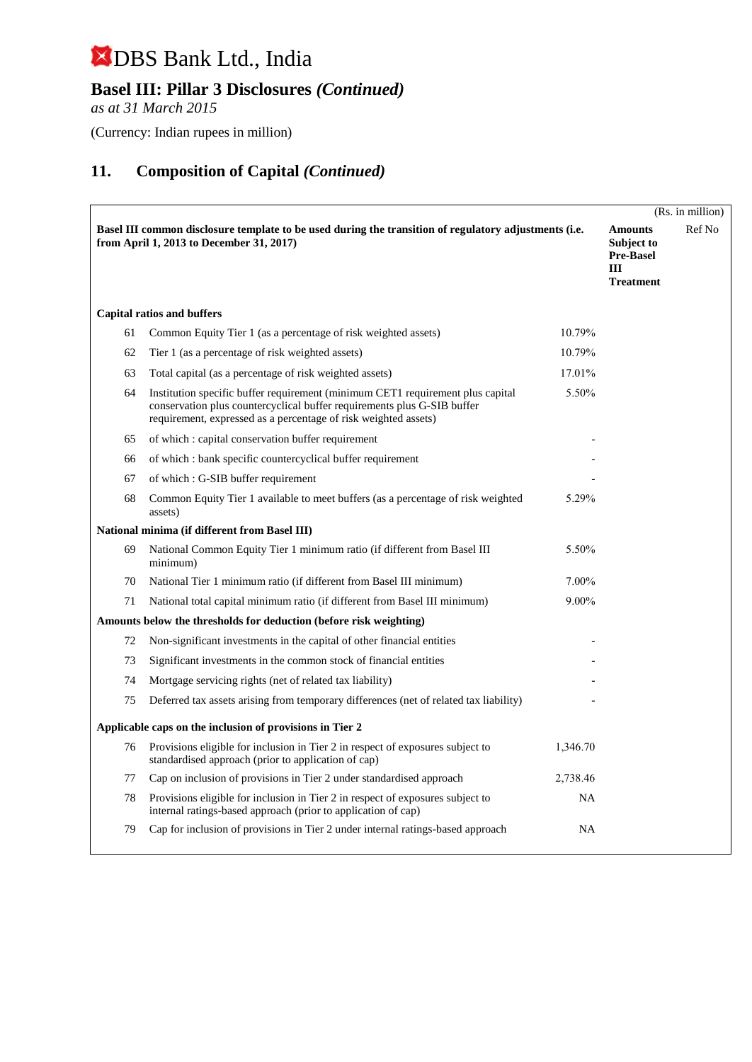# DBS Bank Ltd., India

## Basel III: Pillar 3 Disclosures *(Continued)*

*as at 31 March 2015*

(Currency: Indian rupees in million)

## 11. Composition of Capital *(Continued)*

(Rs. in million)

| | Basel III common disclosure template to be used during the transition of regulatory adjustments (i.e. from April 1, 2013 to December 31, 2017) | | Amounts Subject to Pre-Basel III Treatment | Ref No |
|---|---|---|---|---|
| **Capital ratios and buffers** | | | | |
| 61 | Common Equity Tier 1 (as a percentage of risk weighted assets) | 10.79% | | |
| 62 | Tier 1 (as a percentage of risk weighted assets) | 10.79% | | |
| 63 | Total capital (as a percentage of risk weighted assets) | 17.01% | | |
| 64 | Institution specific buffer requirement (minimum CET1 requirement plus capital conservation plus countercyclical buffer requirements plus G-SIB buffer requirement, expressed as a percentage of risk weighted assets) | 5.50% | | |
| 65 | of which : capital conservation buffer requirement | - | | |
| 66 | of which : bank specific countercyclical buffer requirement | - | | |
| 67 | of which : G-SIB buffer requirement | - | | |
| 68 | Common Equity Tier 1 available to meet buffers (as a percentage of risk weighted assets) | 5.29% | | |
| **National minima (if different from Basel III)** | | | | |
| 69 | National Common Equity Tier 1 minimum ratio (if different from Basel III minimum) | 5.50% | | |
| 70 | National Tier 1 minimum ratio (if different from Basel III minimum) | 7.00% | | |
| 71 | National total capital minimum ratio (if different from Basel III minimum) | 9.00% | | |
| **Amounts below the thresholds for deduction (before risk weighting)** | | | | |
| 72 | Non-significant investments in the capital of other financial entities | - | | |
| 73 | Significant investments in the common stock of financial entities | - | | |
| 74 | Mortgage servicing rights (net of related tax liability) | - | | |
| 75 | Deferred tax assets arising from temporary differences (net of related tax liability) | - | | |
| **Applicable caps on the inclusion of provisions in Tier 2** | | | | |
| 76 | Provisions eligible for inclusion in Tier 2 in respect of exposures subject to standardised approach (prior to application of cap) | 1,346.70 | | |
| 77 | Cap on inclusion of provisions in Tier 2 under standardised approach | 2,738.46 | | |
| 78 | Provisions eligible for inclusion in Tier 2 in respect of exposures subject to internal ratings-based approach (prior to application of cap) | NA | | |
| 79 | Cap for inclusion of provisions in Tier 2 under internal ratings-based approach | NA | | |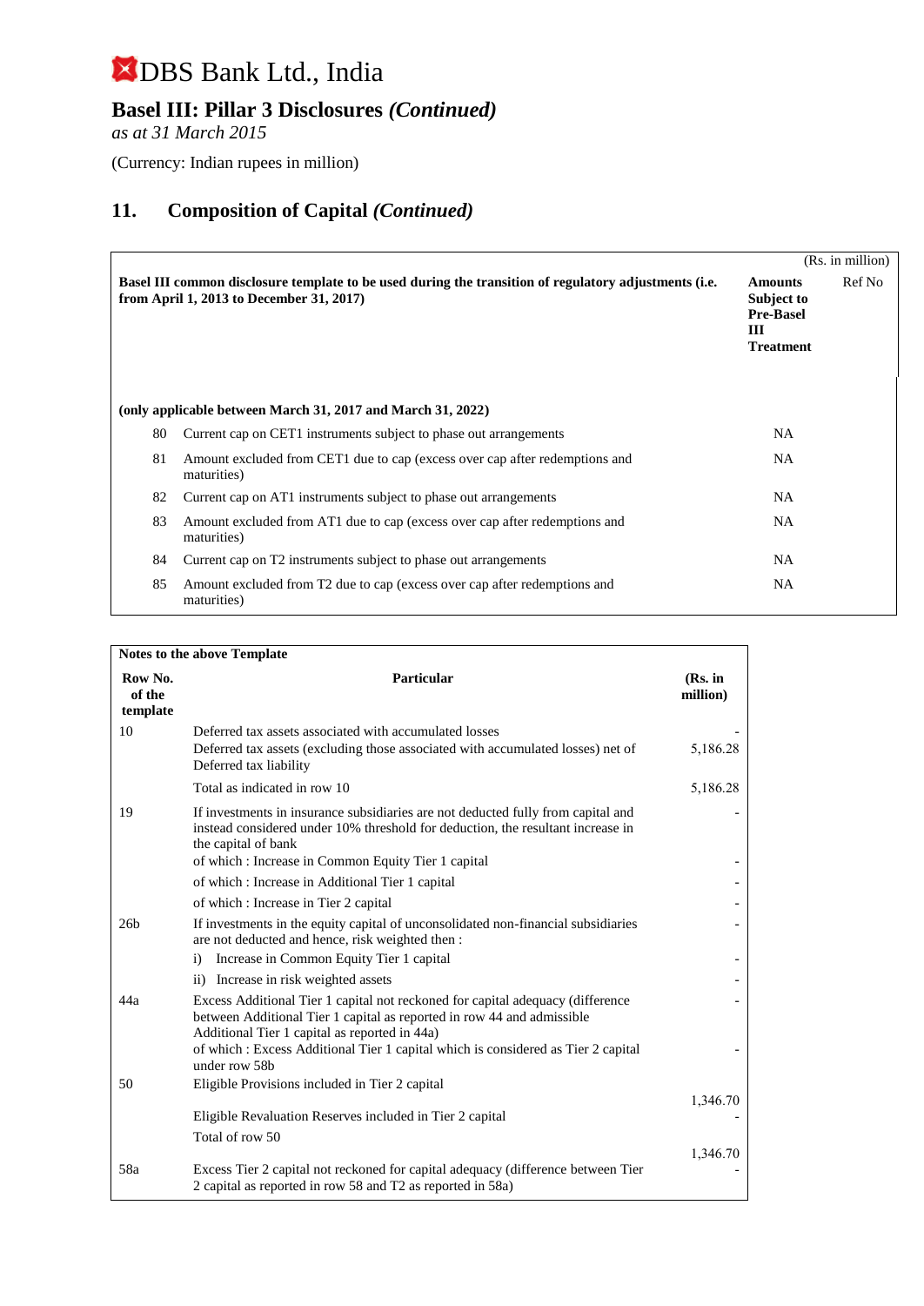# DBS Bank Ltd., India

## Basel III: Pillar 3 Disclosures *(Continued)*

*as at 31 March 2015*

(Currency: Indian rupees in million)

## 11. Composition of Capital *(Continued)*

(Rs. in million)

| | Basel III common disclosure template to be used during the transition of regulatory adjustments (i.e. from April 1, 2013 to December 31, 2017) | Amounts Subject to Pre-Basel III Treatment | Ref No |
|---|---|---|---|
| | **(only applicable between March 31, 2017 and March 31, 2022)** | | |
| 80 | Current cap on CET1 instruments subject to phase out arrangements | NA | |
| 81 | Amount excluded from CET1 due to cap (excess over cap after redemptions and maturities) | NA | |
| 82 | Current cap on AT1 instruments subject to phase out arrangements | NA | |
| 83 | Amount excluded from AT1 due to cap (excess over cap after redemptions and maturities) | NA | |
| 84 | Current cap on T2 instruments subject to phase out arrangements | NA | |
| 85 | Amount excluded from T2 due to cap (excess over cap after redemptions and maturities) | NA | |

**Notes to the above Template**

| Row No. of the template | Particular | (Rs. in million) |
|---|---|---|
| 10 | Deferred tax assets associated with accumulated losses | - |
| | Deferred tax assets (excluding those associated with accumulated losses) net of Deferred tax liability | 5,186.28 |
| | Total as indicated in row 10 | 5,186.28 |
| 19 | If investments in insurance subsidiaries are not deducted fully from capital and instead considered under 10% threshold for deduction, the resultant increase in the capital of bank | - |
| | of which : Increase in Common Equity Tier 1 capital | - |
| | of which : Increase in Additional Tier 1 capital | - |
| | of which : Increase in Tier 2 capital | - |
| 26b | If investments in the equity capital of unconsolidated non-financial subsidiaries are not deducted and hence, risk weighted then : | - |
| | i) Increase in Common Equity Tier 1 capital | - |
| | ii) Increase in risk weighted assets | - |
| 44a | Excess Additional Tier 1 capital not reckoned for capital adequacy (difference between Additional Tier 1 capital as reported in row 44 and admissible Additional Tier 1 capital as reported in 44a) | - |
| | of which : Excess Additional Tier 1 capital which is considered as Tier 2 capital under row 58b | - |
| 50 | Eligible Provisions included in Tier 2 capital | 1,346.70 |
| | Eligible Revaluation Reserves included in Tier 2 capital | - |
| | Total of row 50 | 1,346.70 |
| 58a | Excess Tier 2 capital not reckoned for capital adequacy (difference between Tier 2 capital as reported in row 58 and T2 as reported in 58a) | - |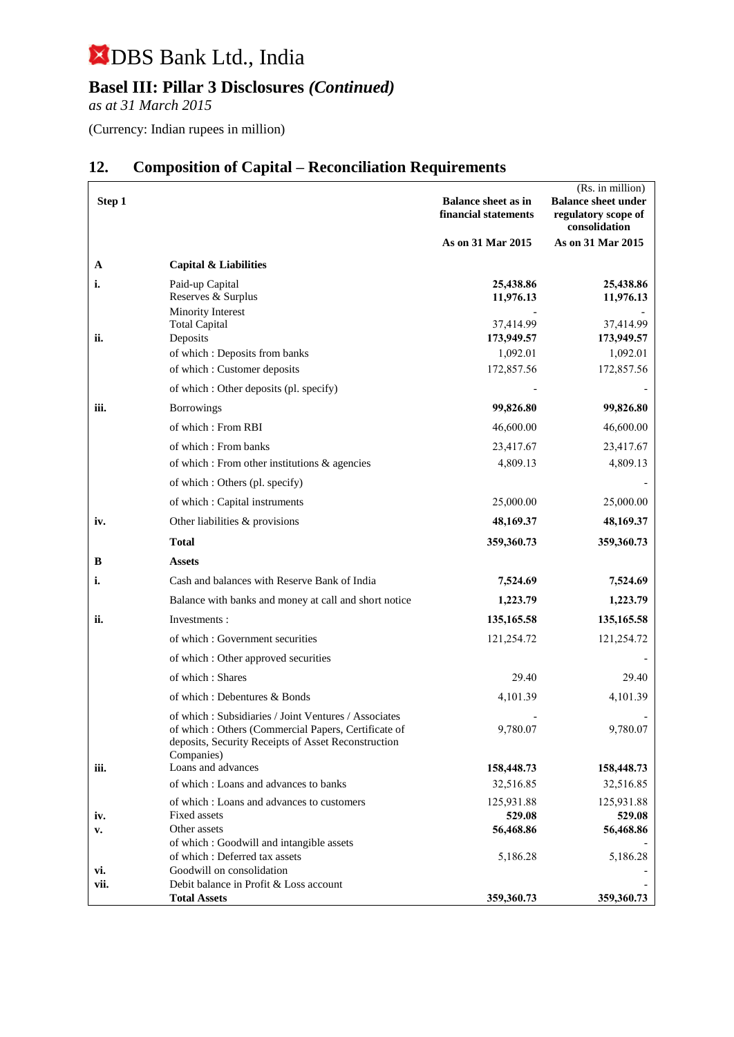# DBS Bank Ltd., India

## Basel III: Pillar 3 Disclosures *(Continued)*

*as at 31 March 2015*

(Currency: Indian rupees in million)

## 12. Composition of Capital – Reconciliation Requirements

| Step 1 | | Balance sheet as in financial statements | (Rs. in million) Balance sheet under regulatory scope of consolidation |
|---|---|---|---|
| | | As on 31 Mar 2015 | As on 31 Mar 2015 |
| **A** | **Capital & Liabilities** | | |
| **i.** | Paid-up Capital | **25,438.86** | **25,438.86** |
| | Reserves & Surplus | **11,976.13** | **11,976.13** |
| | Minority Interest | - | - |
| | Total Capital | 37,414.99 | 37,414.99 |
| **ii.** | Deposits | **173,949.57** | **173,949.57** |
| | of which : Deposits from banks | 1,092.01 | 1,092.01 |
| | of which : Customer deposits | 172,857.56 | 172,857.56 |
| | of which : Other deposits (pl. specify) | - | - |
| **iii.** | Borrowings | **99,826.80** | **99,826.80** |
| | of which : From RBI | 46,600.00 | 46,600.00 |
| | of which : From banks | 23,417.67 | 23,417.67 |
| | of which : From other institutions & agencies | 4,809.13 | 4,809.13 |
| | of which : Others (pl. specify) | | - |
| | of which : Capital instruments | 25,000.00 | 25,000.00 |
| **iv.** | Other liabilities & provisions | **48,169.37** | **48,169.37** |
| | **Total** | **359,360.73** | **359,360.73** |
| **B** | **Assets** | | |
| **i.** | Cash and balances with Reserve Bank of India | **7,524.69** | **7,524.69** |
| | Balance with banks and money at call and short notice | **1,223.79** | **1,223.79** |
| **ii.** | Investments : | **135,165.58** | **135,165.58** |
| | of which : Government securities | 121,254.72 | 121,254.72 |
| | of which : Other approved securities | | - |
| | of which : Shares | 29.40 | 29.40 |
| | of which : Debentures & Bonds | 4,101.39 | 4,101.39 |
| | of which : Subsidiaries / Joint Ventures / Associates | - | - |
| | of which : Others (Commercial Papers, Certificate of deposits, Security Receipts of Asset Reconstruction Companies) | 9,780.07 | 9,780.07 |
| **iii.** | Loans and advances | **158,448.73** | **158,448.73** |
| | of which : Loans and advances to banks | 32,516.85 | 32,516.85 |
| | of which : Loans and advances to customers | 125,931.88 | 125,931.88 |
| **iv.** | Fixed assets | **529.08** | **529.08** |
| **v.** | Other assets | **56,468.86** | **56,468.86** |
| | of which : Goodwill and intangible assets | | - |
| | of which : Deferred tax assets | 5,186.28 | 5,186.28 |
| **vi.** | Goodwill on consolidation | | - |
| **vii.** | Debit balance in Profit & Loss account | | - |
| | **Total Assets** | **359,360.73** | **359,360.73** |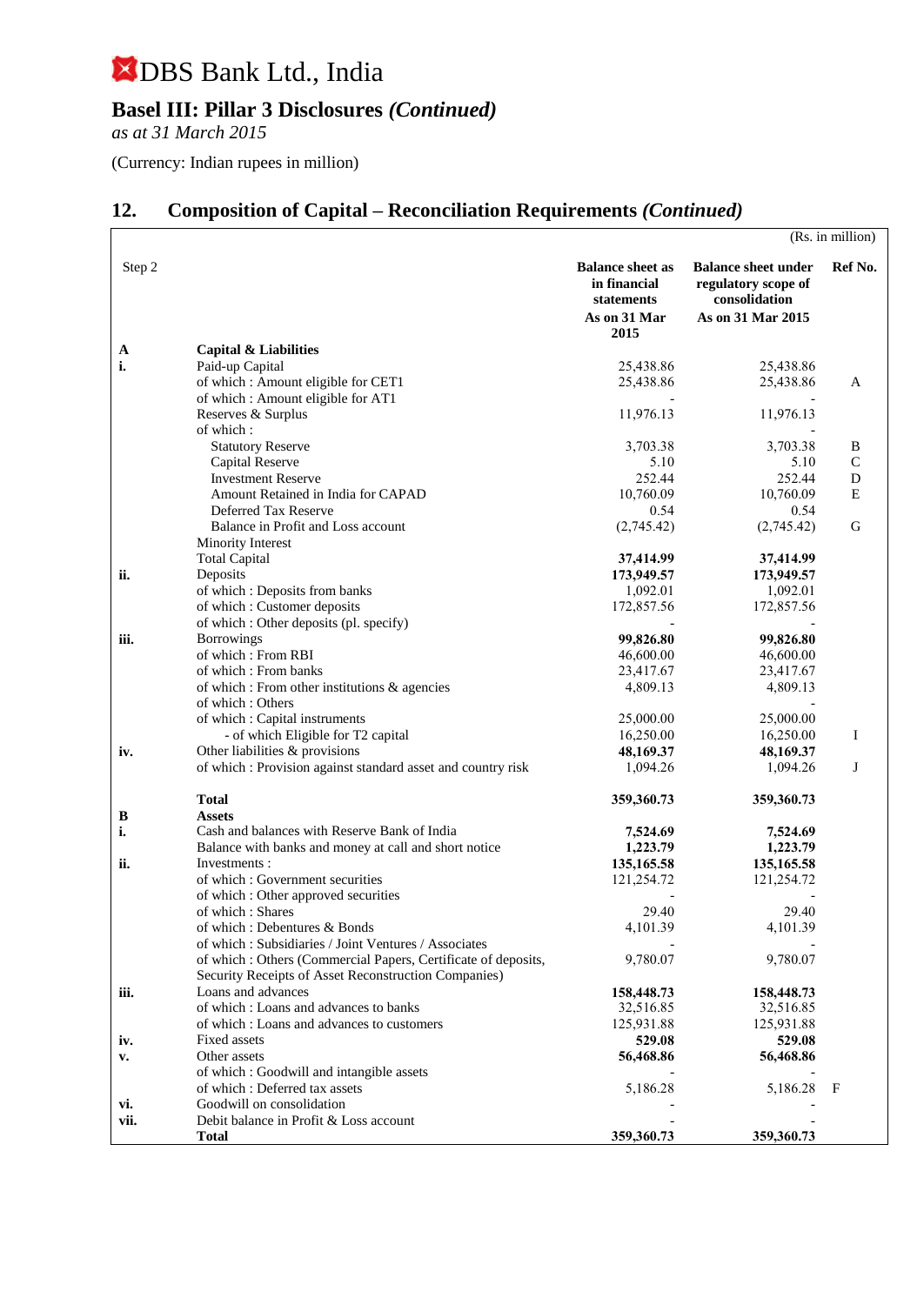# DBS Bank Ltd., India

## Basel III: Pillar 3 Disclosures *(Continued)*

*as at 31 March 2015*

(Currency: Indian rupees in million)

## 12. Composition of Capital – Reconciliation Requirements *(Continued)*

(Rs. in million)

| Step 2 | | Balance sheet as in financial statements As on 31 Mar 2015 | Balance sheet under regulatory scope of consolidation As on 31 Mar 2015 | Ref No. |
|---|---|---|---|---|
| **A** | **Capital & Liabilities** | | | |
| **i.** | Paid-up Capital | 25,438.86 | 25,438.86 | |
| | of which : Amount eligible for CET1 | 25,438.86 | 25,438.86 | A |
| | of which : Amount eligible for AT1 | - | - | |
| | Reserves & Surplus | 11,976.13 | 11,976.13 | |
| | of which : | | - | |
| | Statutory Reserve | 3,703.38 | 3,703.38 | B |
| | Capital Reserve | 5.10 | 5.10 | C |
| | Investment Reserve | 252.44 | 252.44 | D |
| | Amount Retained in India for CAPAD | 10,760.09 | 10,760.09 | E |
| | Deferred Tax Reserve | 0.54 | 0.54 | |
| | Balance in Profit and Loss account | (2,745.42) | (2,745.42) | G |
| | Minority Interest | | | |
| | Total Capital | **37,414.99** | **37,414.99** | |
| **ii.** | Deposits | **173,949.57** | **173,949.57** | |
| | of which : Deposits from banks | 1,092.01 | 1,092.01 | |
| | of which : Customer deposits | 172,857.56 | 172,857.56 | |
| | of which : Other deposits (pl. specify) | - | - | |
| **iii.** | Borrowings | **99,826.80** | **99,826.80** | |
| | of which : From RBI | 46,600.00 | 46,600.00 | |
| | of which : From banks | 23,417.67 | 23,417.67 | |
| | of which : From other institutions & agencies | 4,809.13 | 4,809.13 | |
| | of which : Others | | - | |
| | of which : Capital instruments | 25,000.00 | 25,000.00 | |
| | - of which Eligible for T2 capital | 16,250.00 | 16,250.00 | I |
| **iv.** | Other liabilities & provisions | **48,169.37** | **48,169.37** | |
| | of which : Provision against standard asset and country risk | 1,094.26 | 1,094.26 | J |
| | **Total** | **359,360.73** | **359,360.73** | |
| **B** | **Assets** | | | |
| **i.** | Cash and balances with Reserve Bank of India | **7,524.69** | **7,524.69** | |
| | Balance with banks and money at call and short notice | **1,223.79** | **1,223.79** | |
| **ii.** | Investments : | **135,165.58** | **135,165.58** | |
| | of which : Government securities | 121,254.72 | 121,254.72 | |
| | of which : Other approved securities | - | - | |
| | of which : Shares | 29.40 | 29.40 | |
| | of which : Debentures & Bonds | 4,101.39 | 4,101.39 | |
| | of which : Subsidiaries / Joint Ventures / Associates | - | - | |
| | of which : Others (Commercial Papers, Certificate of deposits, Security Receipts of Asset Reconstruction Companies) | 9,780.07 | 9,780.07 | |
| **iii.** | Loans and advances | **158,448.73** | **158,448.73** | |
| | of which : Loans and advances to banks | 32,516.85 | 32,516.85 | |
| | of which : Loans and advances to customers | 125,931.88 | 125,931.88 | |
| **iv.** | Fixed assets | **529.08** | **529.08** | |
| **v.** | Other assets | **56,468.86** | **56,468.86** | |
| | of which : Goodwill and intangible assets | - | - | |
| | of which : Deferred tax assets | 5,186.28 | 5,186.28 | F |
| **vi.** | Goodwill on consolidation | - | - | |
| **vii.** | Debit balance in Profit & Loss account | - | - | |
| | **Total** | **359,360.73** | **359,360.73** | |